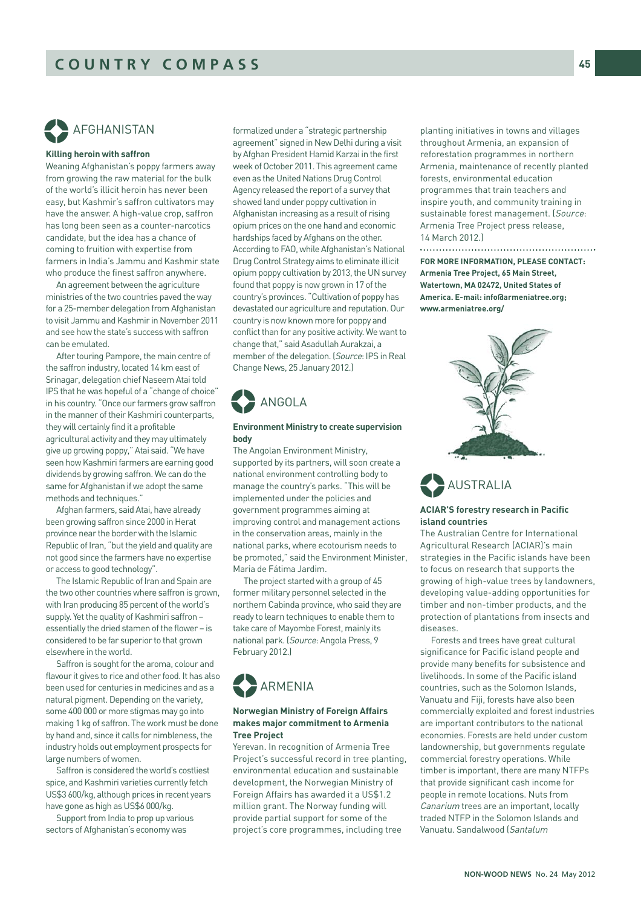# AFGHANISTAN

### Killing heroin with saffron

Weaning Afghanistan's poppy farmers away from growing the raw material for the bulk of the world's illicit heroin has never been easy, but Kashmir's saffron cultivators may have the answer. A high-value crop, saffron has long been seen as a counter-narcotics candidate, but the idea has a chance of coming to fruition with expertise from farmers in India's Jammu and Kashmir state who produce the finest saffron anywhere.

An agreement between the agriculture ministries of the two countries paved the way for a 25-member delegation from Afghanistan to visit Jammu and Kashmir in November 2011 and see how the state's success with saffron can be emulated.

After touring Pampore, the main centre of the saffron industry, located 14 km east of Srinagar, delegation chief Naseem Atai told IPS that he was hopeful of a "change of choice" in his country. "Once our farmers grow saffron in the manner of their Kashmiri counterparts, they will certainly find it a profitable agricultural activity and they may ultimately give up growing poppy," Atai said. "We have seen how Kashmiri farmers are earning good dividends by growing saffron. We can do the same for Afghanistan if we adopt the same methods and techniques."

Afghan farmers, said Atai, have already been growing saffron since 2000 in Herat province near the border with the Islamic Republic of Iran, "but the yield and quality are not good since the farmers have no expertise or access to good technology".

The Islamic Republic of Iran and Spain are the two other countries where saffron is grown, with Iran producing 85 percent of the world's supply. Yet the quality of Kashmiri saffron – essentially the dried stamen of the flower – is considered to be far superior to that grown elsewhere in the world.

Saffron is sought for the aroma, colour and flavour it gives to rice and other food. It has also been used for centuries in medicines and as a natural pigment. Depending on the variety, some 400 000 or more stigmas may go into making 1 kg of saffron. The work must be done by hand and, since it calls for nimbleness, the industry holds out employment prospects for large numbers of women.

Saffron is considered the world's costliest spice, and Kashmiri varieties currently fetch US$3 600/kg, although prices in recent years have gone as high as US$6 000/kg.

Support from India to prop up various sectors of Afghanistan's economy was formalized under a "strategic partnership agreement" signed in New Delhi during a visit by Afghan President Hamid Karzai in the first week of October 2011. This agreement came even as the United Nations Drug Control Agency released the report of a survey that showed land under poppy cultivation in Afghanistan increasing as a result of rising opium prices on the one hand and economic hardships faced by Afghans on the other. According to FAO, while Afghanistan's National Drug Control Strategy aims to eliminate illicit opium poppy cultivation by 2013, the UN survey found that poppy is now grown in 17 of the country's provinces. "Cultivation of poppy has devastated our agriculture and reputation. Our country is now known more for poppy and conflict than for any positive activity. We want to change that," said Asadullah Aurakzai, a member of the delegation. (*Source*: IPS in Real Change News, 25 January 2012.)

# ANGOLA

### Environment Ministry to create supervision body

The Angolan Environment Ministry, supported by its partners, will soon create a national environment controlling body to manage the country's parks. "This will be implemented under the policies and government programmes aiming at improving control and management actions in the conservation areas, mainly in the national parks, where ecotourism needs to be promoted," said the Environment Minister, Maria de Fátima Jardim.

The project started with a group of 45 former military personnel selected in the northern Cabinda province, who said they are ready to learn techniques to enable them to take care of Mayombe Forest, mainly its national park. (*Source*: Angola Press, 9 February 2012.)

# ARMENIA

### Norwegian Ministry of Foreign Affairs makes major commitment to Armenia Tree Project

Yerevan. In recognition of Armenia Tree Project's successful record in tree planting, environmental education and sustainable development, the Norwegian Ministry of Foreign Affairs has awarded it a US$1.2 million grant. The Norway funding will provide partial support for some of the project's core programmes, including tree planting initiatives in towns and villages throughout Armenia, an expansion of reforestation programmes in northern Armenia, maintenance of recently planted forests, environmental education programmes that train teachers and inspire youth, and community training in sustainable forest management. (*Source*: Armenia Tree Project press release, 14 March 2012.)

**FOR MORE INFORMATION, PLEASE CONTACT: Armenia Tree Project, 65 Main Street, Watertown, MA 02472, United States of America. E-mail: info@armeniatree.org; www.armeniatree.org/**

# AUSTRALIA

### ACIAR'S forestry research in Pacific island countries

The Australian Centre for International Agricultural Research (ACIAR)'s main strategies in the Pacific islands have been to focus on research that supports the growing of high-value trees by landowners, developing value-adding opportunities for timber and non-timber products, and the protection of plantations from insects and diseases.

Forests and trees have great cultural significance for Pacific island people and provide many benefits for subsistence and livelihoods. In some of the Pacific island countries, such as the Solomon Islands, Vanuatu and Fiji, forests have also been commercially exploited and forest industries are important contributors to the national economies. Forests are held under custom landownership, but governments regulate commercial forestry operations. While timber is important, there are many NTFPs that provide significant cash income for people in remote locations. Nuts from *Canarium* trees are an important, locally traded NTFP in the Solomon Islands and Vanuatu. Sandalwood (*Santalum*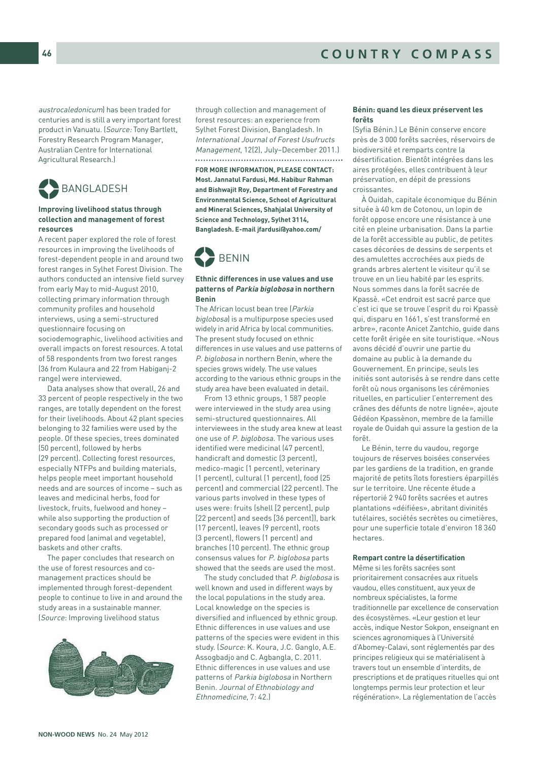austrocaledonicum) has been traded for centuries and is still a very important forest product in Vanuatu. (*Source:* Tony Bartlett, Forestry Research Program Manager, Australian Centre for International Agricultural Research.)

## BANGLADESH

### Improving livelihood status through collection and management of forest resources

A recent paper explored the role of forest resources in improving the livelihoods of forest-dependent people in and around two forest ranges in Sylhet Forest Division. The authors conducted an intensive field survey from early May to mid-August 2010, collecting primary information through community profiles and household interviews, using a semi-structured questionnaire focusing on sociodemographic, livelihood activities and overall impacts on forest resources. A total of 58 respondents from two forest ranges (36 from Kulaura and 22 from Habiganj-2 range) were interviewed.

Data analyses show that overall, 26 and 33 percent of people respectively in the two ranges, are totally dependent on the forest for their livelihoods. About 42 plant species belonging to 32 families were used by the people. Of these species, trees dominated (50 percent), followed by herbs (29 percent). Collecting forest resources, especially NTFPs and building materials, helps people meet important household needs and are sources of income – such as leaves and medicinal herbs, food for livestock, fruits, fuelwood and honey – while also supporting the production of secondary goods such as processed or prepared food (animal and vegetable), baskets and other crafts.

The paper concludes that research on the use of forest resources and co-management practices should be implemented through forest-dependent people to continue to live in and around the study areas in a sustainable manner. (*Source*: Improving livelihood status through collection and management of forest resources: an experience from Sylhet Forest Division, Bangladesh. In *International Journal of Forest Usufructs Management*, 12(2), July–December 2011.)

**FOR MORE INFORMATION, PLEASE CONTACT: Most. Jannatul Fardusi, Md. Habibur Rahman and Bishwajit Roy, Department of Forestry and Environmental Science, School of Agricultural and Mineral Sciences, Shahjalal University of Science and Technology, Sylhet 3114, Bangladesh. E-mail jfardusi@yahoo.com/**

## BENIN

### Ethnic differences in use values and use patterns of *Parkia biglobosa* in northern Benin

The African locust bean tree (*Parkia biglobosa*) is a multipurpose species used widely in arid Africa by local communities. The present study focused on ethnic differences in use values and use patterns of *P. biglobosa* in northern Benin, where the species grows widely. The use values according to the various ethnic groups in the study area have been evaluated in detail.

From 13 ethnic groups, 1 587 people were interviewed in the study area using semi-structured questionnaires. All interviewees in the study area knew at least one use of *P. biglobosa*. The various uses identified were medicinal (47 percent), handicraft and domestic (3 percent), medico-magic (1 percent), veterinary (1 percent), cultural (1 percent), food (25 percent) and commercial (22 percent). The various parts involved in these types of uses were: fruits (shell [2 percent], pulp [22 percent] and seeds [36 percent]), bark (17 percent), leaves (9 percent), roots (3 percent), flowers (1 percent) and branches (10 percent). The ethnic group consensus values for *P. biglobosa* parts showed that the seeds are used the most.

The study concluded that *P. biglobosa* is well known and used in different ways by the local populations in the study area. Local knowledge on the species is diversified and influenced by ethnic group. Ethnic differences in use values and use patterns of the species were evident in this study. (*Source*: K. Koura, J.C. Ganglo, A.E. Assogbadjo and C. Agbangla, C. 2011. Ethnic differences in use values and use patterns of *Parkia biglobosa* in Northern Benin. *Journal of Ethnobiology and Ethnomedicine*, 7: 42.)

### Bénin: quand les dieux préservent les forêts

(Syfia Bénin.) Le Bénin conserve encore près de 3 000 forêts sacrées, réservoirs de biodiversité et remparts contre la désertification. Bientôt intégrées dans les aires protégées, elles contribuent à leur préservation, en dépit de pressions croissantes.

À Ouidah, capitale économique du Bénin située à 40 km de Cotonou, un lopin de forêt oppose encore une résistance à une cité en pleine urbanisation. Dans la partie de la forêt accessible au public, de petites cases décorées de dessins de serpents et des amulettes accrochées aux pieds de grands arbres alertent le visiteur qu'il se trouve en un lieu habité par les esprits. Nous sommes dans la forêt sacrée de Kpassè. «Cet endroit est sacré parce que c'est ici que se trouve l'esprit du roi Kpassè qui, disparu en 1661, s'est transformé en arbre», raconte Anicet Zantchio, guide dans cette forêt érigée en site touristique. «Nous avons décidé d'ouvrir une partie du domaine au public à la demande du Gouvernement. En principe, seuls les initiés sont autorisés à se rendre dans cette forêt où nous organisons les cérémonies rituelles, en particulier l'enterrement des crânes des défunts de notre lignée», ajoute Gédéon Kpassènon, membre de la famille royale de Ouidah qui assure la gestion de la forêt.

Le Bénin, terre du vaudou, regorge toujours de réserves boisées conservées par les gardiens de la tradition, en grande majorité de petits îlots forestiers éparpillés sur le territoire. Une récente étude a répertorié 2 940 forêts sacrées et autres plantations «déifiées», abritant divinités tutélaires, sociétés secrètes ou cimetières, pour une superficie totale d'environ 18 360 hectares.

#### Rempart contre la désertification

Même si les forêts sacrées sont prioritairement consacrées aux rituels vaudou, elles constituent, aux yeux de nombreux spécialistes, la forme traditionnelle par excellence de conservation des écosystèmes. «Leur gestion et leur accès, indique Nestor Sokpon, enseignant en sciences agronomiques à l'Université d'Abomey-Calavi, sont réglementés par des principes religieux qui se matérialisent à travers tout un ensemble d'interdits, de prescriptions et de pratiques rituelles qui ont longtemps permis leur protection et leur régénération». La réglementation de l'accès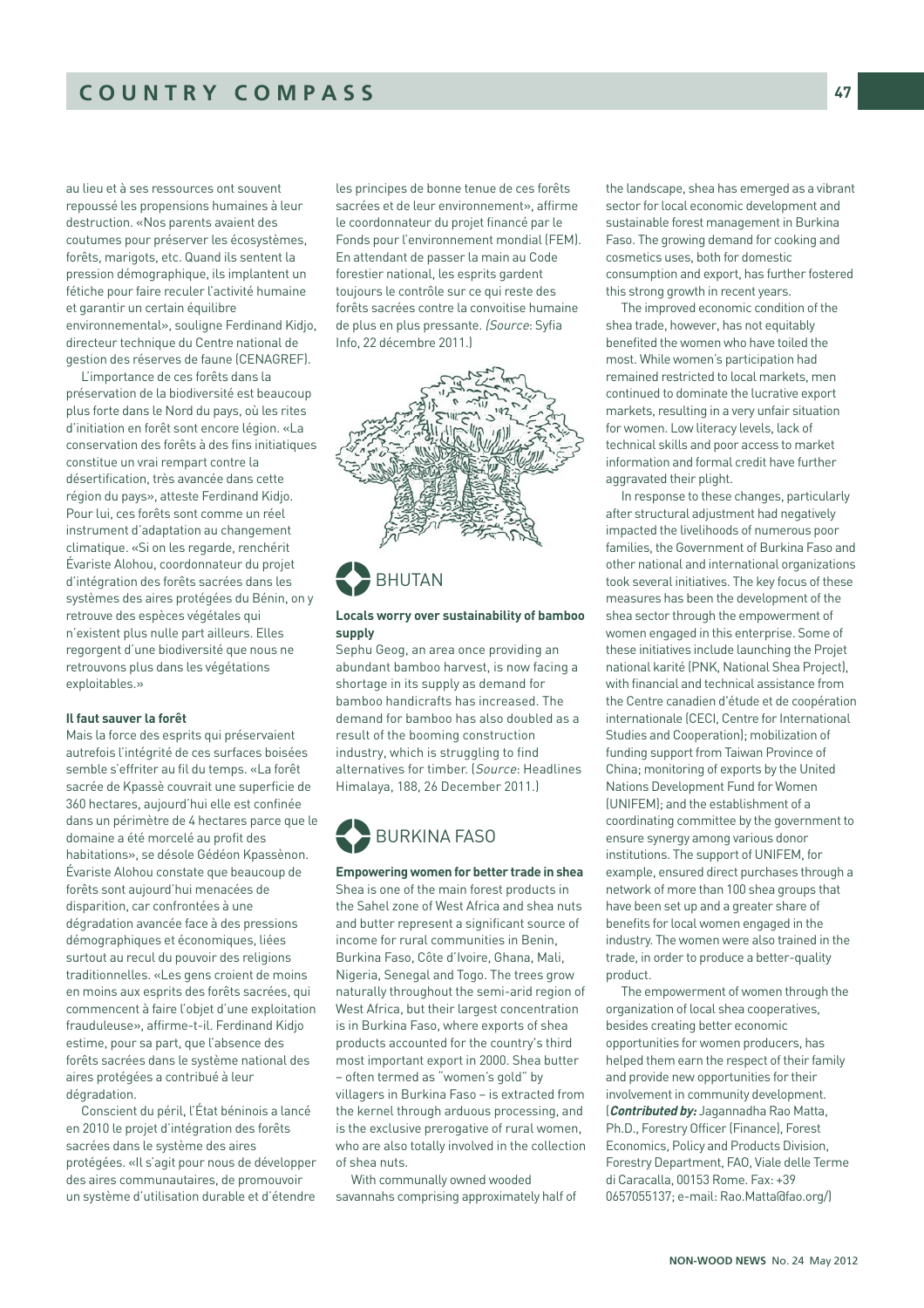au lieu et à ses ressources ont souvent repoussé les propensions humaines à leur destruction. «Nos parents avaient des coutumes pour préserver les écosystèmes, forêts, marigots, etc. Quand ils sentent la pression démographique, ils implantent un fétiche pour faire reculer l'activité humaine et garantir un certain équilibre environnemental», souligne Ferdinand Kidjo, directeur technique du Centre national de gestion des réserves de faune (CENAGREF).

L'importance de ces forêts dans la préservation de la biodiversité est beaucoup plus forte dans le Nord du pays, où les rites d'initiation en forêt sont encore légion. «La conservation des forêts à des fins initiatiques constitue un vrai rempart contre la désertification, très avancée dans cette région du pays», atteste Ferdinand Kidjo. Pour lui, ces forêts sont comme un réel instrument d'adaptation au changement climatique. «Si on les regarde, renchérit Évariste Alohou, coordonnateur du projet d'intégration des forêts sacrées dans les systèmes des aires protégées du Bénin, on y retrouve des espèces végétales qui n'existent plus nulle part ailleurs. Elles regorgent d'une biodiversité que nous ne retrouvons plus dans les végétations exploitables.»

**Il faut sauver la forêt**

Mais la force des esprits qui préservaient autrefois l'intégrité de ces surfaces boisées semble s'effriter au fil du temps. «La forêt sacrée de Kpassè couvrait une superficie de 360 hectares, aujourd'hui elle est confinée dans un périmètre de 4 hectares parce que le domaine a été morcelé au profit des habitations», se désole Gédéon Kpassènon. Évariste Alohou constate que beaucoup de forêts sont aujourd'hui menacées de disparition, car confrontées à une dégradation avancée face à des pressions démographiques et économiques, liées surtout au recul du pouvoir des religions traditionnelles. «Les gens croient de moins en moins aux esprits des forêts sacrées, qui commencent à faire l'objet d'une exploitation frauduleuse», affirme-t-il. Ferdinand Kidjo estime, pour sa part, que l'absence des forêts sacrées dans le système national des aires protégées a contribué à leur dégradation.

Conscient du péril, l'État béninois a lancé en 2010 le projet d'intégration des forêts sacrées dans le système des aires protégées. «Il s'agit pour nous de développer des aires communautaires, de promouvoir un système d'utilisation durable et d'étendre les principes de bonne tenue de ces forêts sacrées et de leur environnement», affirme le coordonnateur du projet financé par le Fonds pour l'environnement mondial (FEM). En attendant de passer la main au Code forestier national, les esprits gardent toujours le contrôle sur ce qui reste des forêts sacrées contre la convoitise humaine de plus en plus pressante. (*Source*: Syfia Info, 22 décembre 2011.)

## BHUTAN

**Locals worry over sustainability of bamboo supply**

Sephu Geog, an area once providing an abundant bamboo harvest, is now facing a shortage in its supply as demand for bamboo handicrafts has increased. The demand for bamboo has also doubled as a result of the booming construction industry, which is struggling to find alternatives for timber. (*Source*: Headlines Himalaya, 188, 26 December 2011.)

## BURKINA FASO

**Empowering women for better trade in shea**

Shea is one of the main forest products in the Sahel zone of West Africa and shea nuts and butter represent a significant source of income for rural communities in Benin, Burkina Faso, Côte d'Ivoire, Ghana, Mali, Nigeria, Senegal and Togo. The trees grow naturally throughout the semi-arid region of West Africa, but their largest concentration is in Burkina Faso, where exports of shea products accounted for the country's third most important export in 2000. Shea butter – often termed as "women's gold" by villagers in Burkina Faso – is extracted from the kernel through arduous processing, and is the exclusive prerogative of rural women, who are also totally involved in the collection of shea nuts.

With communally owned wooded savannahs comprising approximately half of the landscape, shea has emerged as a vibrant sector for local economic development and sustainable forest management in Burkina Faso. The growing demand for cooking and cosmetics uses, both for domestic consumption and export, has further fostered this strong growth in recent years.

The improved economic condition of the shea trade, however, has not equitably benefited the women who have toiled the most. While women's participation had remained restricted to local markets, men continued to dominate the lucrative export markets, resulting in a very unfair situation for women. Low literacy levels, lack of technical skills and poor access to market information and formal credit have further aggravated their plight.

In response to these changes, particularly after structural adjustment had negatively impacted the livelihoods of numerous poor families, the Government of Burkina Faso and other national and international organizations took several initiatives. The key focus of these measures has been the development of the shea sector through the empowerment of women engaged in this enterprise. Some of these initiatives include launching the Projet national karité (PNK, National Shea Project), with financial and technical assistance from the Centre canadien d'étude et de coopération internationale (CECI, Centre for International Studies and Cooperation); mobilization of funding support from Taiwan Province of China; monitoring of exports by the United Nations Development Fund for Women (UNIFEM); and the establishment of a coordinating committee by the government to ensure synergy among various donor institutions. The support of UNIFEM, for example, ensured direct purchases through a network of more than 100 shea groups that have been set up and a greater share of benefits for local women engaged in the industry. The women were also trained in the trade, in order to produce a better-quality product.

The empowerment of women through the organization of local shea cooperatives, besides creating better economic opportunities for women producers, has helped them earn the respect of their family and provide new opportunities for their involvement in community development. (***Contributed by:*** Jagannadha Rao Matta, Ph.D., Forestry Officer (Finance), Forest Economics, Policy and Products Division, Forestry Department, FAO, Viale delle Terme di Caracalla, 00153 Rome. Fax: +39 0657055137; e-mail: Rao.Matta@fao.org/)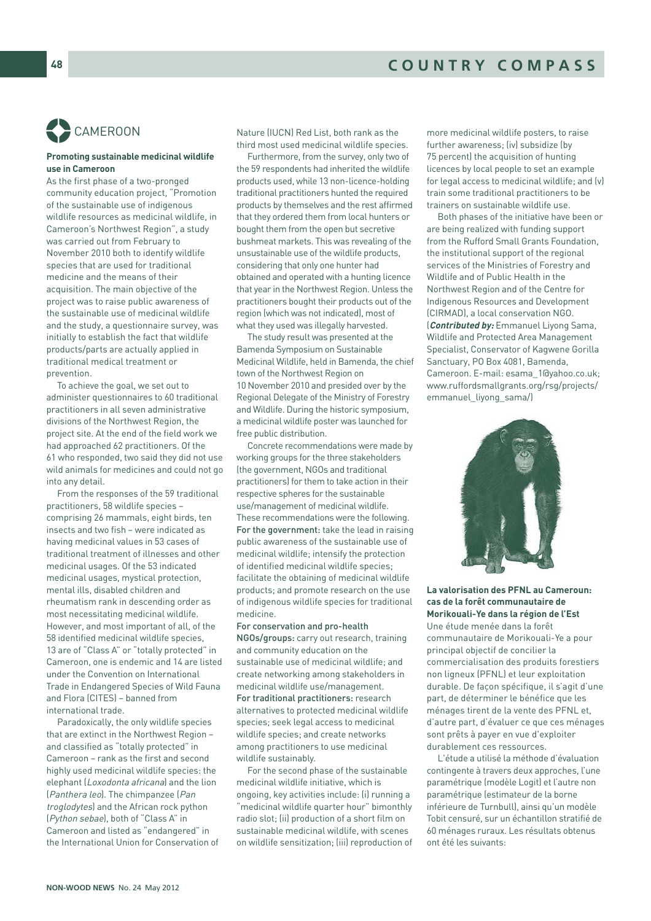## CAMEROON

### Promoting sustainable medicinal wildlife use in Cameroon

As the first phase of a two-pronged community education project, "Promotion of the sustainable use of indigenous wildlife resources as medicinal wildlife, in Cameroon's Northwest Region", a study was carried out from February to November 2010 both to identify wildlife species that are used for traditional medicine and the means of their acquisition. The main objective of the project was to raise public awareness of the sustainable use of medicinal wildlife and the study, a questionnaire survey, was initially to establish the fact that wildlife products/parts are actually applied in traditional medical treatment or prevention.

To achieve the goal, we set out to administer questionnaires to 60 traditional practitioners in all seven administrative divisions of the Northwest Region, the project site. At the end of the field work we had approached 62 practitioners. Of the 61 who responded, two said they did not use wild animals for medicines and could not go into any detail.

From the responses of the 59 traditional practitioners, 58 wildlife species – comprising 26 mammals, eight birds, ten insects and two fish – were indicated as having medicinal values in 53 cases of traditional treatment of illnesses and other medicinal usages. Of the 53 indicated medicinal usages, mystical protection, mental ills, disabled children and rheumatism rank in descending order as most necessitating medicinal wildlife. However, and most important of all, of the 58 identified medicinal wildlife species, 13 are of "Class A" or "totally protected" in Cameroon, one is endemic and 14 are listed under the Convention on International Trade in Endangered Species of Wild Fauna and Flora (CITES) – banned from international trade.

Paradoxically, the only wildlife species that are extinct in the Northwest Region – and classified as "totally protected" in Cameroon – rank as the first and second highly used medicinal wildlife species: the elephant (*Loxodonta africana*) and the lion (*Panthera leo*). The chimpanzee (*Pan troglodytes*) and the African rock python (*Python sebae*), both of "Class A" in Cameroon and listed as "endangered" in the International Union for Conservation of Nature (IUCN) Red List, both rank as the third most used medicinal wildlife species.

Furthermore, from the survey, only two of the 59 respondents had inherited the wildlife products used, while 13 non-licence-holding traditional practitioners hunted the required products by themselves and the rest affirmed that they ordered them from local hunters or bought them from the open but secretive bushmeat markets. This was revealing of the unsustainable use of the wildlife products, considering that only one hunter had obtained and operated with a hunting licence that year in the Northwest Region. Unless the practitioners bought their products out of the region (which was not indicated), most of what they used was illegally harvested.

The study result was presented at the Bamenda Symposium on Sustainable Medicinal Wildlife, held in Bamenda, the chief town of the Northwest Region on 10 November 2010 and presided over by the Regional Delegate of the Ministry of Forestry and Wildlife. During the historic symposium, a medicinal wildlife poster was launched for free public distribution.

Concrete recommendations were made by working groups for the three stakeholders (the government, NGOs and traditional practitioners) for them to take action in their respective spheres for the sustainable use/management of medicinal wildlife. These recommendations were the following.

**For the government:** take the lead in raising public awareness of the sustainable use of medicinal wildlife; intensify the protection of identified medicinal wildlife species; facilitate the obtaining of medicinal wildlife products; and promote research on the use of indigenous wildlife species for traditional medicine.

**For conservation and pro-health NGOs/groups:** carry out research, training and community education on the sustainable use of medicinal wildlife; and create networking among stakeholders in medicinal wildlife use/management.

**For traditional practitioners:** research alternatives to protected medicinal wildlife species; seek legal access to medicinal wildlife species; and create networks among practitioners to use medicinal wildlife sustainably.

For the second phase of the sustainable medicinal wildlife initiative, which is ongoing, key activities include: (i) running a "medicinal wildlife quarter hour" bimonthly radio slot; (ii) production of a short film on sustainable medicinal wildlife, with scenes on wildlife sensitization; (iii) reproduction of more medicinal wildlife posters, to raise further awareness; (iv) subsidize (by 75 percent) the acquisition of hunting licences by local people to set an example for legal access to medicinal wildlife; and (v) train some traditional practitioners to be trainers on sustainable wildlife use.

Both phases of the initiative have been or are being realized with funding support from the Rufford Small Grants Foundation, the institutional support of the regional services of the Ministries of Forestry and Wildlife and of Public Health in the Northwest Region and of the Centre for Indigenous Resources and Development (CIRMAD), a local conservation NGO.

(***Contributed by:*** Emmanuel Liyong Sama, Wildlife and Protected Area Management Specialist, Conservator of Kagwene Gorilla Sanctuary, PO Box 4081, Bamenda, Cameroon. E-mail: esama_1@yahoo.co.uk; www.ruffordsmallgrants.org/rsg/projects/emmanuel_liyong_sama/)

### La valorisation des PFNL au Cameroun: cas de la forêt communautaire de Morikouali-Ye dans la région de l'Est

Une étude menée dans la forêt communautaire de Morikouali-Ye a pour principal objectif de concilier la commercialisation des produits forestiers non ligneux (PFNL) et leur exploitation durable. De façon spécifique, il s'agit d'une part, de déterminer le bénéfice que les ménages tirent de la vente des PFNL et, d'autre part, d'évaluer ce que ces ménages sont prêts à payer en vue d'exploiter durablement ces ressources.

L'étude a utilisé la méthode d'évaluation contingente à travers deux approches, l'une paramétrique (modèle Logit) et l'autre non paramétrique (estimateur de la borne inférieure de Turnbull), ainsi qu'un modèle Tobit censuré, sur un échantillon stratifié de 60 ménages ruraux. Les résultats obtenus ont été les suivants: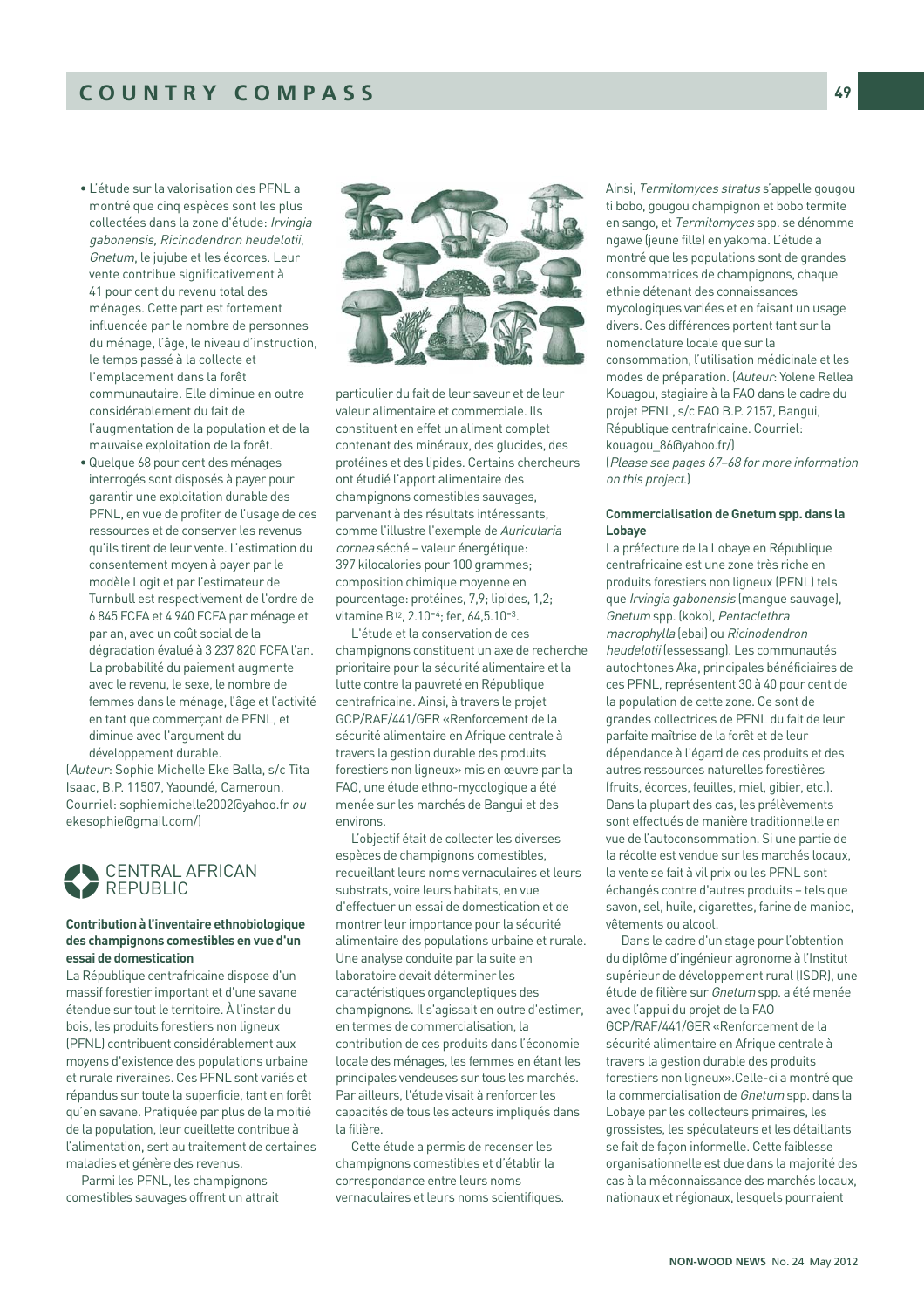- L'étude sur la valorisation des PFNL a montré que cinq espèces sont les plus collectées dans la zone d'étude: *Irvingia gabonensis*, *Ricinodendron heudelotii*, *Gnetum*, le jujube et les écorces. Leur vente contribue significativement à 41 pour cent du revenu total des ménages. Cette part est fortement influencée par le nombre de personnes du ménage, l'âge, le niveau d'instruction, le temps passé à la collecte et l'emplacement dans la forêt communautaire. Elle diminue en outre considérablement du fait de l'augmentation de la population et de la mauvaise exploitation de la forêt.
- Quelque 68 pour cent des ménages interrogés sont disposés à payer pour garantir une exploitation durable des PFNL, en vue de profiter de l'usage de ces ressources et de conserver les revenus qu'ils tirent de leur vente. L'estimation du consentement moyen à payer par le modèle Logit et par l'estimateur de Turnbull est respectivement de l'ordre de 6 845 FCFA et 4 940 FCFA par ménage et par an, avec un coût social de la dégradation évalué à 3 237 820 FCFA l'an. La probabilité du paiement augmente avec le revenu, le sexe, le nombre de femmes dans le ménage, l'âge et l'activité en tant que commerçant de PFNL, et diminue avec l'argument du développement durable.

(*Auteur*: Sophie Michelle Eke Balla, s/c Tita Isaac, B.P. 11507, Yaoundé, Cameroun. Courriel: sophiemichelle2002@yahoo.fr *ou* ekesophie@gmail.com/)

## CENTRAL AFRICAN REPUBLIC

### Contribution à l'inventaire ethnobiologique des champignons comestibles en vue d'un essai de domestication

La République centrafricaine dispose d'un massif forestier important et d'une savane étendue sur tout le territoire. À l'instar du bois, les produits forestiers non ligneux (PFNL) contribuent considérablement aux moyens d'existence des populations urbaine et rurale riveraines. Ces PFNL sont variés et répandus sur toute la superficie, tant en forêt qu'en savane. Pratiquée par plus de la moitié de la population, leur cueillette contribue à l'alimentation, sert au traitement de certaines maladies et génère des revenus.

Parmi les PFNL, les champignons comestibles sauvages offrent un attrait particulier du fait de leur saveur et de leur valeur alimentaire et commerciale. Ils constituent en effet un aliment complet contenant des minéraux, des glucides, des protéines et des lipides. Certains chercheurs ont étudié l'apport alimentaire des champignons comestibles sauvages, parvenant à des résultats intéressants, comme l'illustre l'exemple de *Auricularia cornea* séché – valeur énergétique: 397 kilocalories pour 100 grammes; composition chimique moyenne en pourcentage: protéines, 7,9; lipides, 1,2; vitamine $B^{12}$, $2.10^{-4}$; fer, $64{,}5.10^{-3}$.

L'étude et la conservation de ces champignons constituent un axe de recherche prioritaire pour la sécurité alimentaire et la lutte contre la pauvreté en République centrafricaine. Ainsi, à travers le projet GCP/RAF/441/GER «Renforcement de la sécurité alimentaire en Afrique centrale à travers la gestion durable des produits forestiers non ligneux» mis en œuvre par la FAO, une étude ethno-mycologique a été menée sur les marchés de Bangui et des environs.

L'objectif était de collecter les diverses espèces de champignons comestibles, recueillant leurs noms vernaculaires et leurs substrats, voire leurs habitats, en vue d'effectuer un essai de domestication et de montrer leur importance pour la sécurité alimentaire des populations urbaine et rurale. Une analyse conduite par la suite en laboratoire devait déterminer les caractéristiques organoleptiques des champignons. Il s'agissait en outre d'estimer, en termes de commercialisation, la contribution de ces produits dans l'économie locale des ménages, les femmes en étant les principales vendeuses sur tous les marchés. Par ailleurs, l'étude visait à renforcer les capacités de tous les acteurs impliqués dans la filière.

Cette étude a permis de recenser les champignons comestibles et d'établir la correspondance entre leurs noms vernaculaires et leurs noms scientifiques. Ainsi, *Termitomyces stratus* s'appelle gougou ti bobo, gougou champignon et bobo termite en sango, et *Termitomyces* spp. se dénomme ngawe (jeune fille) en yakoma. L'étude a montré que les populations sont de grandes consommatrices de champignons, chaque ethnie détenant des connaissances mycologiques variées et en faisant un usage divers. Ces différences portent tant sur la nomenclature locale que sur la consommation, l'utilisation médicinale et les modes de préparation. (*Auteur*: Yolene Rellea Kouagou, stagiaire à la FAO dans le cadre du projet PFNL, s/c FAO B.P. 2157, Bangui, République centrafricaine. Courriel: kouagou_86@yahoo.fr/)

(*Please see pages 67–68 for more information on this project.*)

### Commercialisation de Gnetum spp. dans la Lobaye

La préfecture de la Lobaye en République centrafricaine est une zone très riche en produits forestiers non ligneux (PFNL) tels que *Irvingia gabonensis* (mangue sauvage), *Gnetum* spp. (koko), *Pentaclethra macrophylla* (ebai) ou *Ricinodendron heudelotii* (essessang). Les communautés autochtones Aka, principales bénéficiaires de ces PFNL, représentent 30 à 40 pour cent de la population de cette zone. Ce sont de grandes collectrices de PFNL du fait de leur parfaite maîtrise de la forêt et de leur dépendance à l'égard de ces produits et des autres ressources naturelles forestières (fruits, écorces, feuilles, miel, gibier, etc.). Dans la plupart des cas, les prélèvements sont effectués de manière traditionnelle en vue de l'autoconsommation. Si une partie de la récolte est vendue sur les marchés locaux, la vente se fait à vil prix ou les PFNL sont échangés contre d'autres produits – tels que savon, sel, huile, cigarettes, farine de manioc, vêtements ou alcool.

Dans le cadre d'un stage pour l'obtention du diplôme d'ingénieur agronome à l'Institut supérieur de développement rural (ISDR), une étude de filière sur *Gnetum* spp. a été menée avec l'appui du projet de la FAO GCP/RAF/441/GER «Renforcement de la sécurité alimentaire en Afrique centrale à travers la gestion durable des produits forestiers non ligneux».Celle-ci a montré que la commercialisation de *Gnetum* spp. dans la Lobaye par les collecteurs primaires, les grossistes, les spéculateurs et les détaillants se fait de façon informelle. Cette faiblesse organisationnelle est due dans la majorité des cas à la méconnaissance des marchés locaux, nationaux et régionaux, lesquels pourraient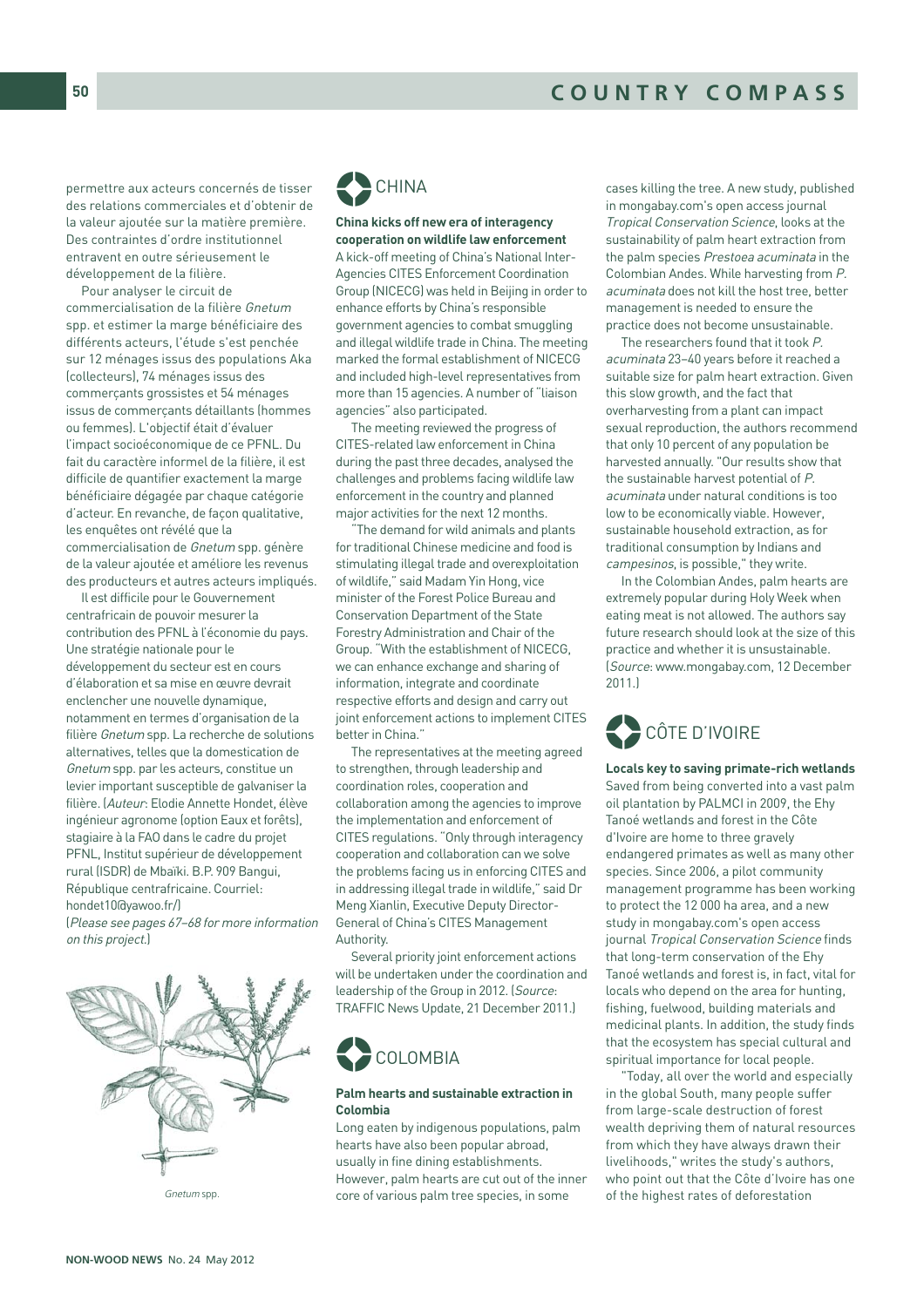permettre aux acteurs concernés de tisser des relations commerciales et d'obtenir de la valeur ajoutée sur la matière première. Des contraintes d'ordre institutionnel entravent en outre sérieusement le développement de la filière.

Pour analyser le circuit de commercialisation de la filière *Gnetum* spp. et estimer la marge bénéficiaire des différents acteurs, l'étude s'est penchée sur 12 ménages issus des populations Aka (collecteurs), 74 ménages issus des commerçants grossistes et 54 ménages issus de commerçants détaillants (hommes ou femmes). L'objectif était d'évaluer l'impact socioéconomique de ce PFNL. Du fait du caractère informel de la filière, il est difficile de quantifier exactement la marge bénéficiaire dégagée par chaque catégorie d'acteur. En revanche, de façon qualitative, les enquêtes ont révélé que la commercialisation de *Gnetum* spp. génère de la valeur ajoutée et améliore les revenus des producteurs et autres acteurs impliqués.

Il est difficile pour le Gouvernement centrafricain de pouvoir mesurer la contribution des PFNL à l'économie du pays. Une stratégie nationale pour le développement du secteur est en cours d'élaboration et sa mise en œuvre devrait enclencher une nouvelle dynamique, notamment en termes d'organisation de la filière *Gnetum* spp. La recherche de solutions alternatives, telles que la domestication de *Gnetum* spp. par les acteurs, constitue un levier important susceptible de galvaniser la filière. (*Auteur*: Elodie Annette Hondet, élève ingénieur agronome (option Eaux et forêts), stagiaire à la FAO dans le cadre du projet PFNL, Institut supérieur de développement rural (ISDR) de Mbaïki. B.P. 909 Bangui, République centrafricaine. Courriel: hondet10@yawoo.fr/)

(*Please see pages 67–68 for more information on this project.*)

*Gnetum* spp.

## CHINA

**China kicks off new era of interagency cooperation on wildlife law enforcement**

A kick-off meeting of China's National Inter-Agencies CITES Enforcement Coordination Group (NICECG) was held in Beijing in order to enhance efforts by China's responsible government agencies to combat smuggling and illegal wildlife trade in China. The meeting marked the formal establishment of NICECG and included high-level representatives from more than 15 agencies. A number of "liaison agencies" also participated.

The meeting reviewed the progress of CITES-related law enforcement in China during the past three decades, analysed the challenges and problems facing wildlife law enforcement in the country and planned major activities for the next 12 months.

"The demand for wild animals and plants for traditional Chinese medicine and food is stimulating illegal trade and overexploitation of wildlife," said Madam Yin Hong, vice minister of the Forest Police Bureau and Conservation Department of the State Forestry Administration and Chair of the Group. "With the establishment of NICECG, we can enhance exchange and sharing of information, integrate and coordinate respective efforts and design and carry out joint enforcement actions to implement CITES better in China."

The representatives at the meeting agreed to strengthen, through leadership and coordination roles, cooperation and collaboration among the agencies to improve the implementation and enforcement of CITES regulations. "Only through interagency cooperation and collaboration can we solve the problems facing us in enforcing CITES and in addressing illegal trade in wildlife," said Dr Meng Xianlin, Executive Deputy Director-General of China's CITES Management Authority.

Several priority joint enforcement actions will be undertaken under the coordination and leadership of the Group in 2012. (*Source*: TRAFFIC News Update, 21 December 2011.)

## COLOMBIA

**Palm hearts and sustainable extraction in Colombia**

Long eaten by indigenous populations, palm hearts have also been popular abroad, usually in fine dining establishments. However, palm hearts are cut out of the inner core of various palm tree species, in some cases killing the tree. A new study, published in mongabay.com's open access journal *Tropical Conservation Science*, looks at the sustainability of palm heart extraction from the palm species *Prestoea acuminata* in the Colombian Andes. While harvesting from *P. acuminata* does not kill the host tree, better management is needed to ensure the practice does not become unsustainable.

The researchers found that it took *P. acuminata* 23–40 years before it reached a suitable size for palm heart extraction. Given this slow growth, and the fact that overharvesting from a plant can impact sexual reproduction, the authors recommend that only 10 percent of any population be harvested annually. "Our results show that the sustainable harvest potential of *P. acuminata* under natural conditions is too low to be economically viable. However, sustainable household extraction, as for traditional consumption by Indians and *campesinos*, is possible," they write.

In the Colombian Andes, palm hearts are extremely popular during Holy Week when eating meat is not allowed. The authors say future research should look at the size of this practice and whether it is unsustainable. (*Source*: www.mongabay.com, 12 December 2011.)

## CÔTE D'IVOIRE

**Locals key to saving primate-rich wetlands**

Saved from being converted into a vast palm oil plantation by PALMCI in 2009, the Ehy Tanoé wetlands and forest in the Côte d'Ivoire are home to three gravely endangered primates as well as many other species. Since 2006, a pilot community management programme has been working to protect the 12 000 ha area, and a new study in mongabay.com's open access journal *Tropical Conservation Science* finds that long-term conservation of the Ehy Tanoé wetlands and forest is, in fact, vital for locals who depend on the area for hunting, fishing, fuelwood, building materials and medicinal plants. In addition, the study finds that the ecosystem has special cultural and spiritual importance for local people.

"Today, all over the world and especially in the global South, many people suffer from large-scale destruction of forest wealth depriving them of natural resources from which they have always drawn their livelihoods," writes the study's authors, who point out that the Côte d'Ivoire has one of the highest rates of deforestation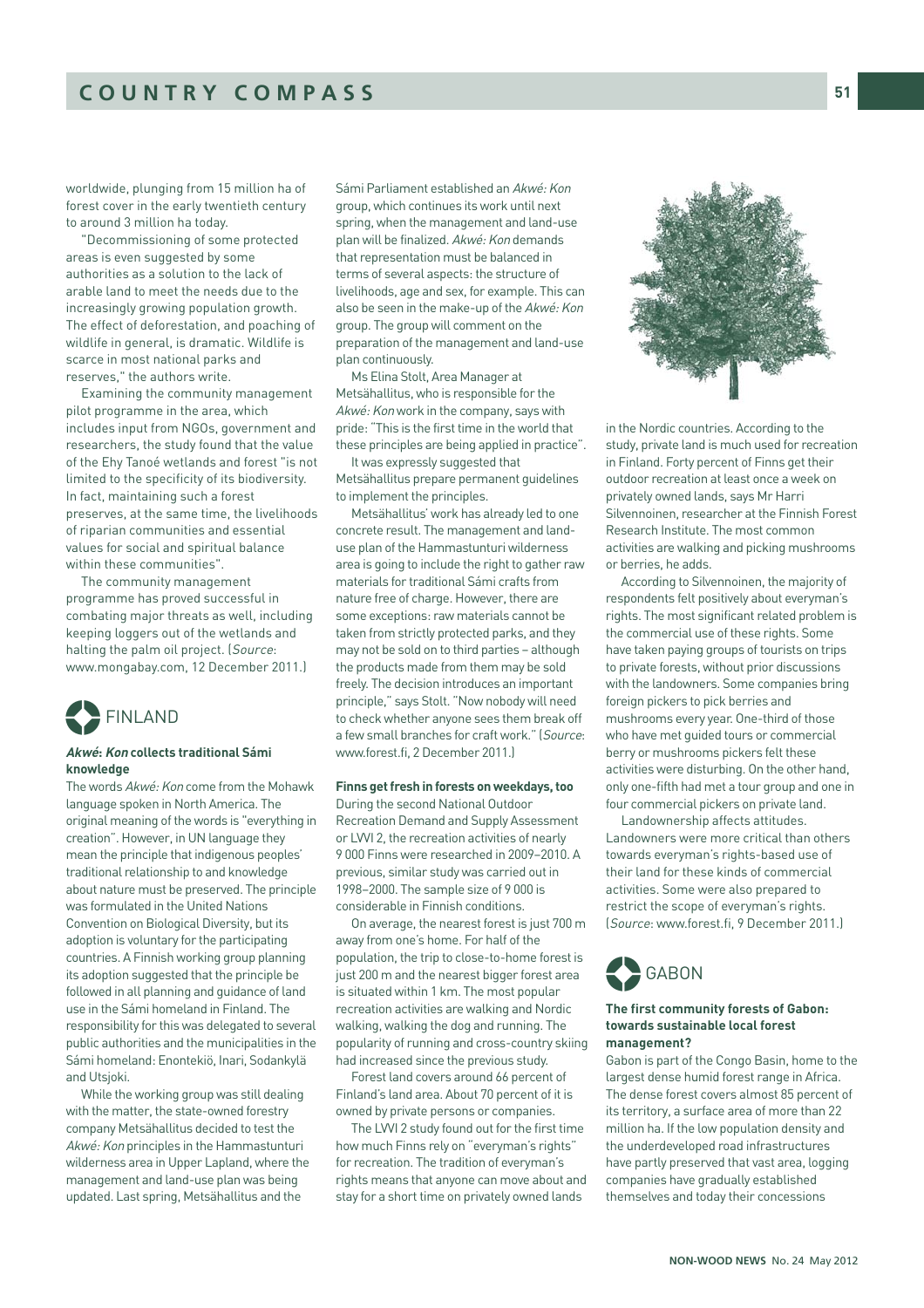worldwide, plunging from 15 million ha of forest cover in the early twentieth century to around 3 million ha today.

"Decommissioning of some protected areas is even suggested by some authorities as a solution to the lack of arable land to meet the needs due to the increasingly growing population growth. The effect of deforestation, and poaching of wildlife in general, is dramatic. Wildlife is scarce in most national parks and reserves," the authors write.

Examining the community management pilot programme in the area, which includes input from NGOs, government and researchers, the study found that the value of the Ehy Tanoé wetlands and forest "is not limited to the specificity of its biodiversity. In fact, maintaining such a forest preserves, at the same time, the livelihoods of riparian communities and essential values for social and spiritual balance within these communities".

The community management programme has proved successful in combating major threats as well, including keeping loggers out of the wetlands and halting the palm oil project. (*Source*: www.mongabay.com, 12 December 2011.)

## FINLAND

### *Akwé: Kon* collects traditional Sámi knowledge

The words *Akwé: Kon* come from the Mohawk language spoken in North America. The original meaning of the words is "everything in creation". However, in UN language they mean the principle that indigenous peoples' traditional relationship to and knowledge about nature must be preserved. The principle was formulated in the United Nations Convention on Biological Diversity, but its adoption is voluntary for the participating countries. A Finnish working group planning its adoption suggested that the principle be followed in all planning and guidance of land use in the Sámi homeland in Finland. The responsibility for this was delegated to several public authorities and the municipalities in the Sámi homeland: Enontekiö, Inari, Sodankylä and Utsjoki.

While the working group was still dealing with the matter, the state-owned forestry company Metsähallitus decided to test the *Akwé: Kon* principles in the Hammastunturi wilderness area in Upper Lapland, where the management and land-use plan was being updated. Last spring, Metsähallitus and the Sámi Parliament established an *Akwé: Kon* group, which continues its work until next spring, when the management and land-use plan will be finalized. *Akwé: Kon* demands that representation must be balanced in terms of several aspects: the structure of livelihoods, age and sex, for example. This can also be seen in the make-up of the *Akwé: Kon* group. The group will comment on the preparation of the management and land-use plan continuously.

Ms Elina Stolt, Area Manager at Metsähallitus, who is responsible for the *Akwé: Kon* work in the company, says with pride: "This is the first time in the world that these principles are being applied in practice".

It was expressly suggested that Metsähallitus prepare permanent guidelines to implement the principles.

Metsähallitus' work has already led to one concrete result. The management and land-use plan of the Hammastunturi wilderness area is going to include the right to gather raw materials for traditional Sámi crafts from nature free of charge. However, there are some exceptions: raw materials cannot be taken from strictly protected parks, and they may not be sold on to third parties – although the products made from them may be sold freely. The decision introduces an important principle," says Stolt. "Now nobody will need to check whether anyone sees them break off a few small branches for craft work." (*Source*: www.forest.fi, 2 December 2011.)

### Finns get fresh in forests on weekdays, too

During the second National Outdoor Recreation Demand and Supply Assessment or LVVI 2, the recreation activities of nearly 9 000 Finns were researched in 2009–2010. A previous, similar study was carried out in 1998–2000. The sample size of 9 000 is considerable in Finnish conditions.

On average, the nearest forest is just 700 m away from one's home. For half of the population, the trip to close-to-home forest is just 200 m and the nearest bigger forest area is situated within 1 km. The most popular recreation activities are walking and Nordic walking, walking the dog and running. The popularity of running and cross-country skiing had increased since the previous study.

Forest land covers around 66 percent of Finland's land area. About 70 percent of it is owned by private persons or companies.

The LVVI 2 study found out for the first time how much Finns rely on "everyman's rights" for recreation. The tradition of everyman's rights means that anyone can move about and stay for a short time on privately owned lands in the Nordic countries. According to the study, private land is much used for recreation in Finland. Forty percent of Finns get their outdoor recreation at least once a week on privately owned lands, says Mr Harri Silvennoinen, researcher at the Finnish Forest Research Institute. The most common activities are walking and picking mushrooms or berries, he adds.

According to Silvennoinen, the majority of respondents felt positively about everyman's rights. The most significant related problem is the commercial use of these rights. Some have taken paying groups of tourists on trips to private forests, without prior discussions with the landowners. Some companies bring foreign pickers to pick berries and mushrooms every year. One-third of those who have met guided tours or commercial berry or mushrooms pickers felt these activities were disturbing. On the other hand, only one-fifth had met a tour group and one in four commercial pickers on private land.

Landownership affects attitudes. Landowners were more critical than others towards everyman's rights-based use of their land for these kinds of commercial activities. Some were also prepared to restrict the scope of everyman's rights. (*Source*: www.forest.fi, 9 December 2011.)

## GABON

### The first community forests of Gabon: towards sustainable local forest management?

Gabon is part of the Congo Basin, home to the largest dense humid forest range in Africa. The dense forest covers almost 85 percent of its territory, a surface area of more than 22 million ha. If the low population density and the underdeveloped road infrastructures have partly preserved that vast area, logging companies have gradually established themselves and today their concessions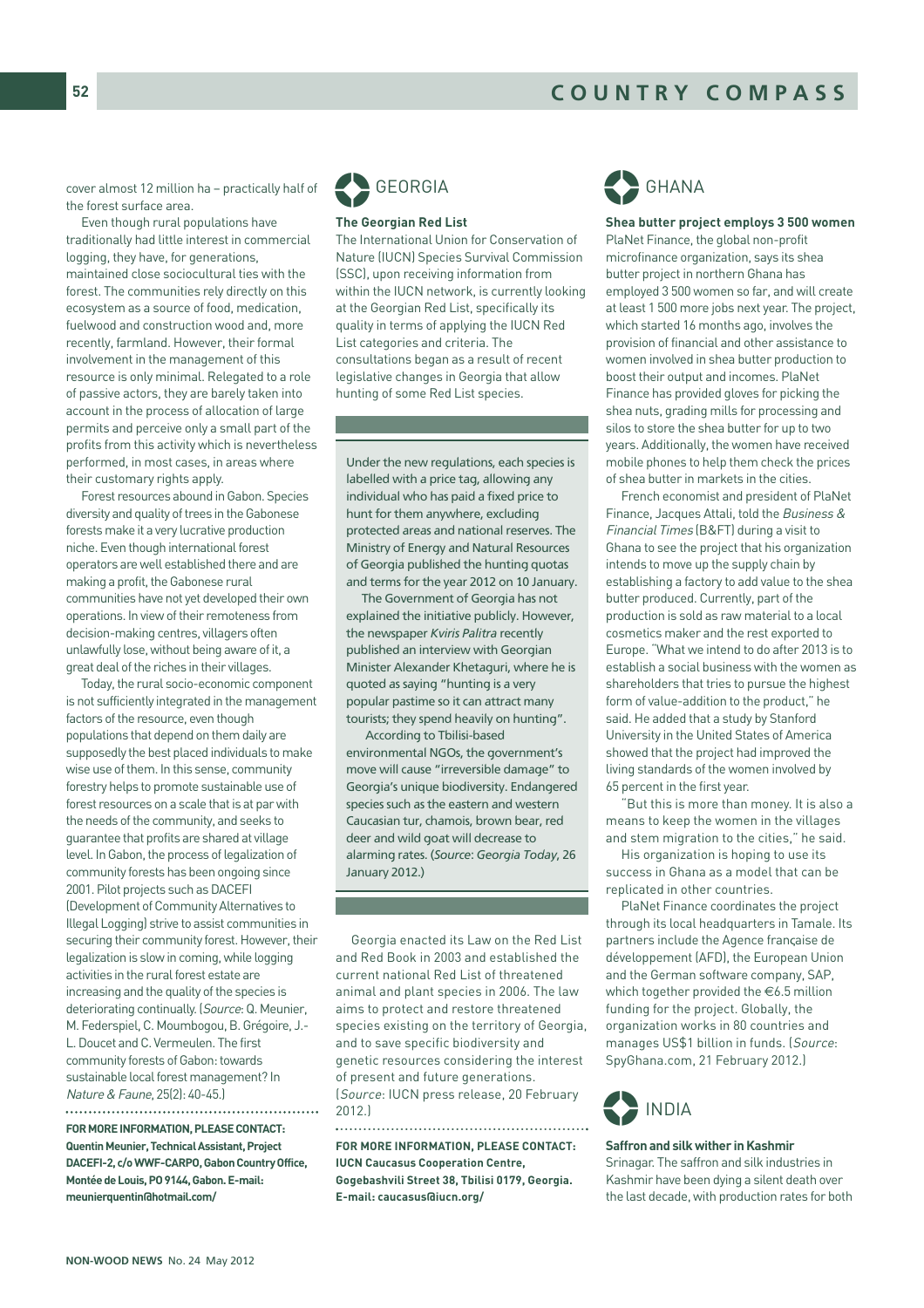cover almost 12 million ha – practically half of the forest surface area.

Even though rural populations have traditionally had little interest in commercial logging, they have, for generations, maintained close sociocultural ties with the forest. The communities rely directly on this ecosystem as a source of food, medication, fuelwood and construction wood and, more recently, farmland. However, their formal involvement in the management of this resource is only minimal. Relegated to a role of passive actors, they are barely taken into account in the process of allocation of large permits and perceive only a small part of the profits from this activity which is nevertheless performed, in most cases, in areas where their customary rights apply.

Forest resources abound in Gabon. Species diversity and quality of trees in the Gabonese forests make it a very lucrative production niche. Even though international forest operators are well established there and are making a profit, the Gabonese rural communities have not yet developed their own operations. In view of their remoteness from decision-making centres, villagers often unlawfully lose, without being aware of it, a great deal of the riches in their villages.

Today, the rural socio-economic component is not sufficiently integrated in the management factors of the resource, even though populations that depend on them daily are supposedly the best placed individuals to make wise use of them. In this sense, community forestry helps to promote sustainable use of forest resources on a scale that is at par with the needs of the community, and seeks to guarantee that profits are shared at village level. In Gabon, the process of legalization of community forests has been ongoing since 2001. Pilot projects such as DACEFI (Development of Community Alternatives to Illegal Logging) strive to assist communities in securing their community forest. However, their legalization is slow in coming, while logging activities in the rural forest estate are increasing and the quality of the species is deteriorating continually. (*Source*: Q. Meunier, M. Federspiel, C. Moumbogou, B. Grégoire, J.-L. Doucet and C. Vermeulen. The first community forests of Gabon: towards sustainable local forest management? In *Nature & Faune*, 25(2): 40-45.)

**FOR MORE INFORMATION, PLEASE CONTACT: Quentin Meunier, Technical Assistant, Project DACEFI-2, c/o WWF-CARPO, Gabon Country Office, Montée de Louis, PO 9144, Gabon. E-mail: meunierquentin@hotmail.com/**

## GEORGIA

### The Georgian Red List

The International Union for Conservation of Nature (IUCN) Species Survival Commission (SSC), upon receiving information from within the IUCN network, is currently looking at the Georgian Red List, specifically its quality in terms of applying the IUCN Red List categories and criteria. The consultations began as a result of recent legislative changes in Georgia that allow hunting of some Red List species.

Under the new regulations, each species is labelled with a price tag, allowing any individual who has paid a fixed price to hunt for them anywhere, excluding protected areas and national reserves. The Ministry of Energy and Natural Resources of Georgia published the hunting quotas and terms for the year 2012 on 10 January.

The Government of Georgia has not explained the initiative publicly. However, the newspaper *Kviris Palitra* recently published an interview with Georgian Minister Alexander Khetaguri, where he is quoted as saying "hunting is a very popular pastime so it can attract many tourists; they spend heavily on hunting".

According to Tbilisi-based environmental NGOs, the government's move will cause "irreversible damage" to Georgia's unique biodiversity. Endangered species such as the eastern and western Caucasian tur, chamois, brown bear, red deer and wild goat will decrease to alarming rates. (*Source*: *Georgia Today*, 26 January 2012.)

Georgia enacted its Law on the Red List and Red Book in 2003 and established the current national Red List of threatened animal and plant species in 2006. The law aims to protect and restore threatened species existing on the territory of Georgia, and to save specific biodiversity and genetic resources considering the interest of present and future generations. (*Source*: IUCN press release, 20 February 2012.)

**FOR MORE INFORMATION, PLEASE CONTACT: IUCN Caucasus Cooperation Centre, Gogebashvili Street 38, Tbilisi 0179, Georgia. E-mail: caucasus@iucn.org/**

## GHANA

### Shea butter project employs 3 500 women

PlaNet Finance, the global non-profit microfinance organization, says its shea butter project in northern Ghana has employed 3 500 women so far, and will create at least 1 500 more jobs next year. The project, which started 16 months ago, involves the provision of financial and other assistance to women involved in shea butter production to boost their output and incomes. PlaNet Finance has provided gloves for picking the shea nuts, grading mills for processing and silos to store the shea butter for up to two years. Additionally, the women have received mobile phones to help them check the prices of shea butter in markets in the cities.

French economist and president of PlaNet Finance, Jacques Attali, told the *Business & Financial Times* (B&FT) during a visit to Ghana to see the project that his organization intends to move up the supply chain by establishing a factory to add value to the shea butter produced. Currently, part of the production is sold as raw material to a local cosmetics maker and the rest exported to Europe. "What we intend to do after 2013 is to establish a social business with the women as shareholders that tries to pursue the highest form of value-addition to the product," he said. He added that a study by Stanford University in the United States of America showed that the project had improved the living standards of the women involved by 65 percent in the first year.

"But this is more than money. It is also a means to keep the women in the villages and stem migration to the cities," he said.

His organization is hoping to use its success in Ghana as a model that can be replicated in other countries.

PlaNet Finance coordinates the project through its local headquarters in Tamale. Its partners include the Agence française de développement (AFD), the European Union and the German software company, SAP, which together provided the €6.5 million funding for the project. Globally, the organization works in 80 countries and manages US$1 billion in funds. (*Source*: SpyGhana.com, 21 February 2012.)

## INDIA

### Saffron and silk wither in Kashmir

Srinagar. The saffron and silk industries in Kashmir have been dying a silent death over the last decade, with production rates for both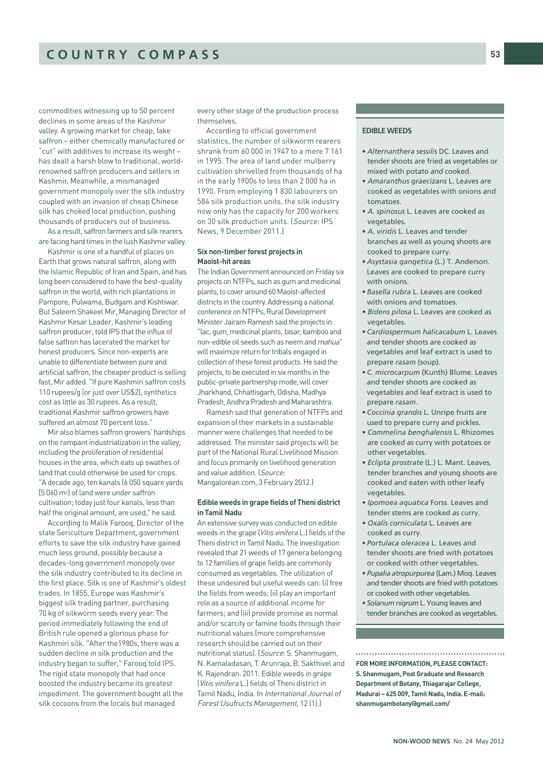commodities witnessing up to 50 percent declines in some areas of the Kashmir valley. A growing market for cheap, fake saffron – either chemically manufactured or "cut" with additives to increase its weight – has dealt a harsh blow to traditional, world-renowned saffron producers and sellers in Kashmir. Meanwhile, a mismanaged government monopoly over the silk industry coupled with an invasion of cheap Chinese silk has choked local production, pushing thousands of producers out of business.

As a result, saffron farmers and silk rearers are facing hard times in the lush Kashmir valley.

Kashmir is one of a handful of places on Earth that grows natural saffron, along with the Islamic Republic of Iran and Spain, and has long been considered to have the best-quality saffron in the world, with rich plantations in Pampore, Pulwama, Budgam and Kishtiwar. But Saleem Shakeel Mir, Managing Director of Kashmir Kesar Leader, Kashmir's leading saffron producer, told IPS that the influx of false saffron has lacerated the market for honest producers. Since non-experts are unable to differentiate between pure and artificial saffron, the cheaper product is selling fast, Mir added. "If pure Kashmiri saffron costs 110 rupees/g (or just over US$2), synthetics cost as little as 30 rupees. As a result, traditional Kashmir saffron growers have suffered an almost 70 percent loss."

Mir also blames saffron growers' hardships on the rampant industrialization in the valley, including the proliferation of residential houses in the area, which eats up swathes of land that could otherwise be used for crops. "A decade ago, ten kanals (6 050 square yards [5 060 m$^2$] of land were under saffron cultivation; today just four kanals, less than half the original amount, are used," he said.

According to Malik Farooq, Director of the state Sericulture Department, government efforts to save the silk industry have gained much less ground, possibly because a decades-long government monopoly over the silk industry contributed to its decline in the first place. Silk is one of Kashmir's oldest trades. In 1855, Europe was Kashmir's biggest silk trading partner, purchasing 70 kg of silkworm seeds every year. The period immediately following the end of British rule opened a glorious phase for Kashmiri silk. "After the1980s, there was a sudden decline in silk production and the industry began to suffer," Farooq told IPS. The rigid state monopoly that had once boosted the industry became its greatest impediment. The government bought all the silk cocoons from the locals but managed every other stage of the production process themselves.

According to official government statistics, the number of silkworm rearers shrank from 60 000 in 1947 to a mere 7 161 in 1995. The area of land under mulberry cultivation shrivelled from thousands of ha in the early 1900s to less than 2 000 ha in 1990. From employing 1 830 labourers on 584 silk production units, the silk industry now only has the capacity for 200 workers on 30 silk production units. (*Source*: IPS News, 9 December 2011.)

### Six non-timber forest projects in Maoist-hit areas

The Indian Government announced on Friday six projects on NTFPs, such as gum and medicinal plants, to cover around 60 Maoist-affected districts in the country. Addressing a national conference on NTFPs, Rural Development Minister Jairam Ramesh said the projects in "lac, gum, medicinal plants, *tasar*, bamboo and non-edible oil seeds such as neem and *mahua*" will maximize return for tribals engaged in collection of these forest products. He said the projects, to be executed in six months in the public-private partnership mode, will cover Jharkhand, Chhattisgarh, Odisha, Madhya Pradesh, Andhra Pradesh and Maharashtra.

Ramesh said that generation of NTFPs and expansion of their markets in a sustainable manner were challenges that needed to be addressed. The minister said projects will be part of the National Rural Livelihood Mission and focus primarily on livelihood generation and value addition. (*Source*: Mangalorean.com, 3 February 2012.)

### Edible weeds in grape fields of Theni district in Tamil Nadu

An extensive survey was conducted on edible weeds in the grape (*Vitis vinifera* L.) fields of the Theni district in Tamil Nadu. The investigation revealed that 21 weeds of 17 genera belonging to 12 families of grape fields are commonly consumed as vegetables. The utilization of these undesired but useful weeds can: (i) free the fields from weeds; (ii) play an important role as a source of additional income for farmers; and (iii) provide promise as normal and/or scarcity or famine foods through their nutritional values (more comprehensive research should be carried out on their nutritional status). (*Source*: S. Shanmugam, N. Kamaladasan, T. Arunraja, B. Sakthivel and K. Rajendran. 2011. Edible weeds in grape (*Vitis vinifera* L.) fields of Theni district in Tamil Nadu, India. In *International Journal of Forest Usufructs Management*, 12 (1).)

#### EDIBLE WEEDS

- *Alternanthera sessilis* DC. Leaves and tender shoots are fried as vegetables or mixed with potato and cooked.
- *Amaranthus graecizans* L. Leaves are cooked as vegetables with onions and tomatoes.
- *A. spinosus* L. Leaves are cooked as vegetables.
- *A. viridis* L. Leaves and tender branches as well as young shoots are cooked to prepare curry.
- *Asystasia gangetica* (L.) T. Anderson. Leaves are cooked to prepare curry with onions.
- *Basella rubra* L. Leaves are cooked with onions and tomatoes.
- *Bidens pilosa* L. Leaves are cooked as vegetables.
- *Cardiospermum halicacabum* L. Leaves and tender shoots are cooked as vegetables and leaf extract is used to prepare *rasam* (soup).
- *C. microcarpum* (Kunth) Blume. Leaves and tender shoots are cooked as vegetables and leaf extract is used to prepare *rasam*.
- *Coccinia grandis* L. Unripe fruits are used to prepare curry and pickles.
- *Commelina benghalensis* L. Rhizomes are cooked as curry with potatoes or other vegetables.
- *Eclipta prostrate* (L.) L. Mant. Leaves, tender branches and young shoots are cooked and eaten with other leafy vegetables.
- *Ipomoea aquatica* Forss. Leaves and tender stems are cooked as curry.
- *Oxalis corniculata* L. Leaves are cooked as curry.
- *Portulaca oleracea* L. Leaves and tender shoots are fried with potatoes or cooked with other vegetables.
- *Pupalia atropurpurea* (Lam.) Moq. Leaves and tender shoots are fried with potatoes or cooked with other vegetables.
- *Solanum nigrum* L. Young leaves and tender branches are cooked as vegetables.

**FOR MORE INFORMATION, PLEASE CONTACT: S. Shanmugam, Post Graduate and Research Department of Botany, Thiagarajar College, Madurai – 625 009, Tamil Nadu, India. E-mail: shanmugambotany@gmail.com/**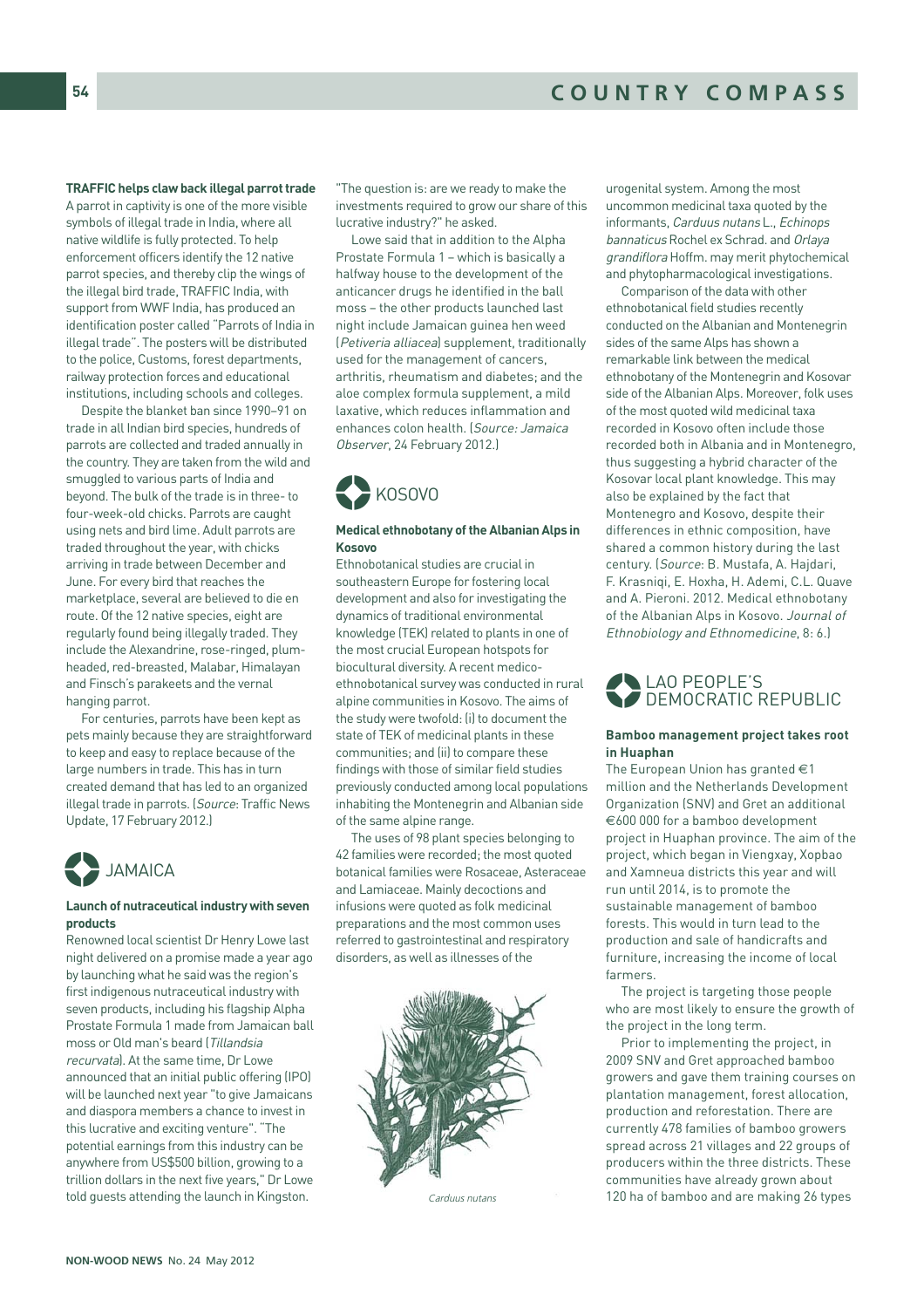**TRAFFIC helps claw back illegal parrot trade**

A parrot in captivity is one of the more visible symbols of illegal trade in India, where all native wildlife is fully protected. To help enforcement officers identify the 12 native parrot species, and thereby clip the wings of the illegal bird trade, TRAFFIC India, with support from WWF India, has produced an identification poster called "Parrots of India in illegal trade". The posters will be distributed to the police, Customs, forest departments, railway protection forces and educational institutions, including schools and colleges.

Despite the blanket ban since 1990–91 on trade in all Indian bird species, hundreds of parrots are collected and traded annually in the country. They are taken from the wild and smuggled to various parts of India and beyond. The bulk of the trade is in three- to four-week-old chicks. Parrots are caught using nets and bird lime. Adult parrots are traded throughout the year, with chicks arriving in trade between December and June. For every bird that reaches the marketplace, several are believed to die en route. Of the 12 native species, eight are regularly found being illegally traded. They include the Alexandrine, rose-ringed, plum-headed, red-breasted, Malabar, Himalayan and Finsch's parakeets and the vernal hanging parrot.

For centuries, parrots have been kept as pets mainly because they are straightforward to keep and easy to replace because of the large numbers in trade. This has in turn created demand that has led to an organized illegal trade in parrots. (*Source*: Traffic News Update, 17 February 2012.)

## JAMAICA

**Launch of nutraceutical industry with seven products**

Renowned local scientist Dr Henry Lowe last night delivered on a promise made a year ago by launching what he said was the region's first indigenous nutraceutical industry with seven products, including his flagship Alpha Prostate Formula 1 made from Jamaican ball moss or Old man's beard (*Tillandsia recurvata*). At the same time, Dr Lowe announced that an initial public offering (IPO) will be launched next year "to give Jamaicans and diaspora members a chance to invest in this lucrative and exciting venture". "The potential earnings from this industry can be anywhere from US$500 billion, growing to a trillion dollars in the next five years," Dr Lowe told guests attending the launch in Kingston.

"The question is: are we ready to make the investments required to grow our share of this lucrative industry?" he asked.

Lowe said that in addition to the Alpha Prostate Formula 1 – which is basically a halfway house to the development of the anticancer drugs he identified in the ball moss – the other products launched last night include Jamaican guinea hen weed (*Petiveria alliacea*) supplement, traditionally used for the management of cancers, arthritis, rheumatism and diabetes; and the aloe complex formula supplement, a mild laxative, which reduces inflammation and enhances colon health. (*Source: Jamaica Observer*, 24 February 2012.)

## KOSOVO

**Medical ethnobotany of the Albanian Alps in Kosovo**

Ethnobotanical studies are crucial in southeastern Europe for fostering local development and also for investigating the dynamics of traditional environmental knowledge (TEK) related to plants in one of the most crucial European hotspots for biocultural diversity. A recent medico-ethnobotanical survey was conducted in rural alpine communities in Kosovo. The aims of the study were twofold: (i) to document the state of TEK of medicinal plants in these communities; and (ii) to compare these findings with those of similar field studies previously conducted among local populations inhabiting the Montenegrin and Albanian side of the same alpine range.

The uses of 98 plant species belonging to 42 families were recorded; the most quoted botanical families were Rosaceae, Asteraceae and Lamiaceae. Mainly decoctions and infusions were quoted as folk medicinal preparations and the most common uses referred to gastrointestinal and respiratory disorders, as well as illnesses of the urogenital system. Among the most uncommon medicinal taxa quoted by the informants, *Carduus nutans* L., *Echinops bannaticus* Rochel ex Schrad. and *Orlaya grandiflora* Hoffm. may merit phytochemical and phytopharmacological investigations.

*Carduus nutans*

Comparison of the data with other ethnobotanical field studies recently conducted on the Albanian and Montenegrin sides of the same Alps has shown a remarkable link between the medical ethnobotany of the Montenegrin and Kosovar side of the Albanian Alps. Moreover, folk uses of the most quoted wild medicinal taxa recorded in Kosovo often include those recorded both in Albania and in Montenegro, thus suggesting a hybrid character of the Kosovar local plant knowledge. This may also be explained by the fact that Montenegro and Kosovo, despite their differences in ethnic composition, have shared a common history during the last century. (*Source*: B. Mustafa, A. Hajdari, F. Krasniqi, E. Hoxha, H. Ademi, C.L. Quave and A. Pieroni. 2012. Medical ethnobotany of the Albanian Alps in Kosovo. *Journal of Ethnobiology and Ethnomedicine*, 8: 6.)

## LAO PEOPLE'S DEMOCRATIC REPUBLIC

**Bamboo management project takes root in Huaphan**

The European Union has granted €1 million and the Netherlands Development Organization (SNV) and Gret an additional €600 000 for a bamboo development project in Huaphan province. The aim of the project, which began in Viengxay, Xopbao and Xamneua districts this year and will run until 2014, is to promote the sustainable management of bamboo forests. This would in turn lead to the production and sale of handicrafts and furniture, increasing the income of local farmers.

The project is targeting those people who are most likely to ensure the growth of the project in the long term.

Prior to implementing the project, in 2009 SNV and Gret approached bamboo growers and gave them training courses on plantation management, forest allocation, production and reforestation. There are currently 478 families of bamboo growers spread across 21 villages and 22 groups of producers within the three districts. These communities have already grown about 120 ha of bamboo and are making 26 types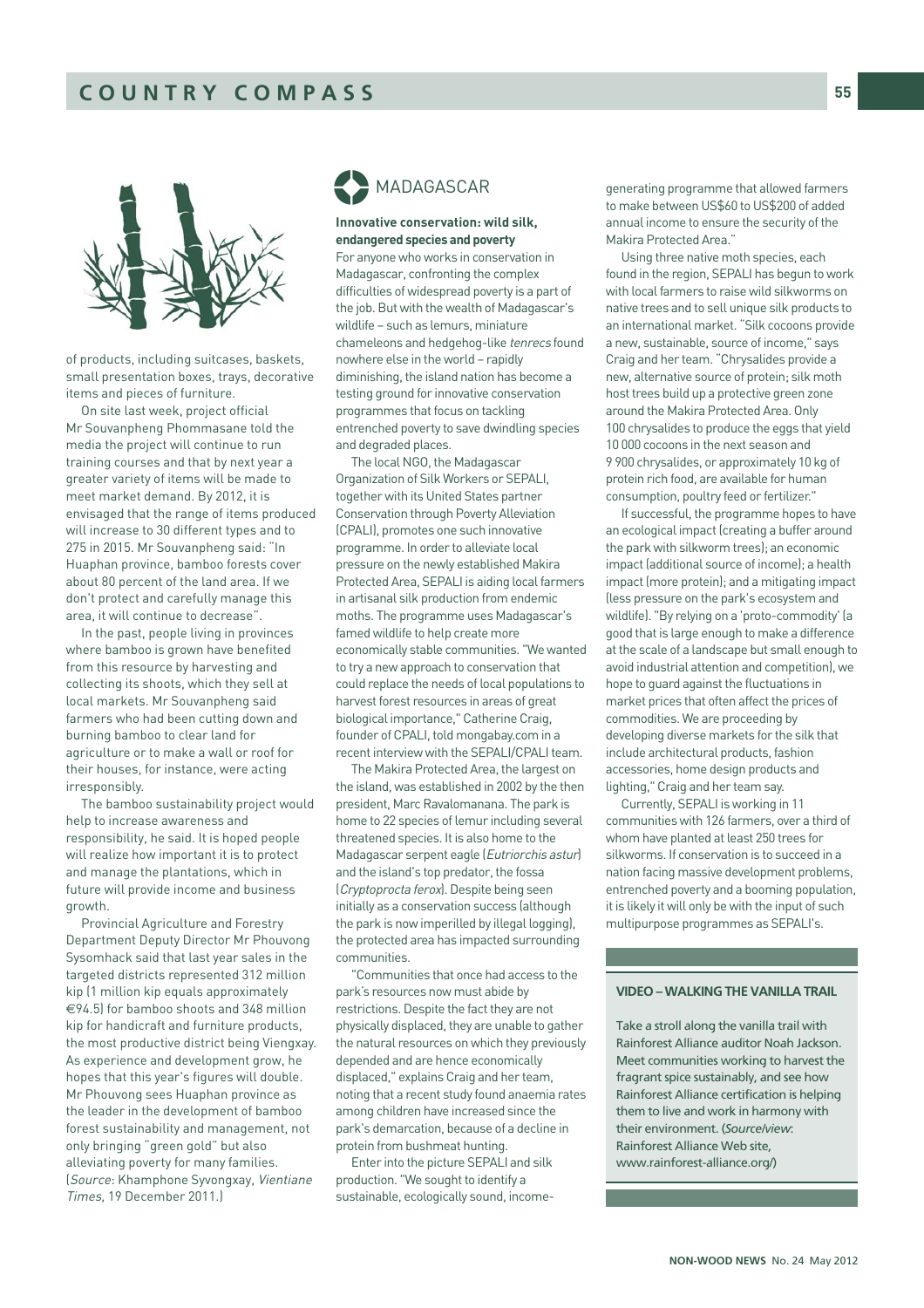of products, including suitcases, baskets, small presentation boxes, trays, decorative items and pieces of furniture.

On site last week, project official Mr Souvanpheng Phommasane told the media the project will continue to run training courses and that by next year a greater variety of items will be made to meet market demand. By 2012, it is envisaged that the range of items produced will increase to 30 different types and to 275 in 2015. Mr Souvanpheng said: "In Huaphan province, bamboo forests cover about 80 percent of the land area. If we don't protect and carefully manage this area, it will continue to decrease".

In the past, people living in provinces where bamboo is grown have benefited from this resource by harvesting and collecting its shoots, which they sell at local markets. Mr Souvanpheng said farmers who had been cutting down and burning bamboo to clear land for agriculture or to make a wall or roof for their houses, for instance, were acting irresponsibly.

The bamboo sustainability project would help to increase awareness and responsibility, he said. It is hoped people will realize how important it is to protect and manage the plantations, which in future will provide income and business growth.

Provincial Agriculture and Forestry Department Deputy Director Mr Phouvong Sysomhack said that last year sales in the targeted districts represented 312 million kip (1 million kip equals approximately €94.5) for bamboo shoots and 348 million kip for handicraft and furniture products, the most productive district being Viengxay. As experience and development grow, he hopes that this year's figures will double. Mr Phouvong sees Huaphan province as the leader in the development of bamboo forest sustainability and management, not only bringing "green gold" but also alleviating poverty for many families. (*Source*: Khamphone Syvongxay, *Vientiane Times*, 19 December 2011.)

## MADAGASCAR

**Innovative conservation: wild silk, endangered species and poverty**

For anyone who works in conservation in Madagascar, confronting the complex difficulties of widespread poverty is a part of the job. But with the wealth of Madagascar's wildlife – such as lemurs, miniature chameleons and hedgehog-like *tenrecs* found nowhere else in the world – rapidly diminishing, the island nation has become a testing ground for innovative conservation programmes that focus on tackling entrenched poverty to save dwindling species and degraded places.

The local NGO, the Madagascar Organization of Silk Workers or SEPALI, together with its United States partner Conservation through Poverty Alleviation (CPALI), promotes one such innovative programme. In order to alleviate local pressure on the newly established Makira Protected Area, SEPALI is aiding local farmers in artisanal silk production from endemic moths. The programme uses Madagascar's famed wildlife to help create more economically stable communities. "We wanted to try a new approach to conservation that could replace the needs of local populations to harvest forest resources in areas of great biological importance," Catherine Craig, founder of CPALI, told mongabay.com in a recent interview with the SEPALI/CPALI team.

The Makira Protected Area, the largest on the island, was established in 2002 by the then president, Marc Ravalomanana. The park is home to 22 species of lemur including several threatened species. It is also home to the Madagascar serpent eagle (*Eutriorchis astur*) and the island's top predator, the fossa (*Cryptoprocta ferox*). Despite being seen initially as a conservation success (although the park is now imperilled by illegal logging), the protected area has impacted surrounding communities.

"Communities that once had access to the park's resources now must abide by restrictions. Despite the fact they are not physically displaced, they are unable to gather the natural resources on which they previously depended and are hence economically displaced," explains Craig and her team, noting that a recent study found anaemia rates among children have increased since the park's demarcation, because of a decline in protein from bushmeat hunting.

Enter into the picture SEPALI and silk production. "We sought to identify a sustainable, ecologically sound, income-generating programme that allowed farmers to make between US$60 to US$200 of added annual income to ensure the security of the Makira Protected Area."

Using three native moth species, each found in the region, SEPALI has begun to work with local farmers to raise wild silkworms on native trees and to sell unique silk products to an international market. "Silk cocoons provide a new, sustainable, source of income," says Craig and her team. "Chrysalides provide a new, alternative source of protein; silk moth host trees build up a protective green zone around the Makira Protected Area. Only 100 chrysalides to produce the eggs that yield 10 000 cocoons in the next season and 9 900 chrysalides, or approximately 10 kg of protein rich food, are available for human consumption, poultry feed or fertilizer."

If successful, the programme hopes to have an ecological impact (creating a buffer around the park with silkworm trees); an economic impact (additional source of income); a health impact (more protein); and a mitigating impact (less pressure on the park's ecosystem and wildlife). "By relying on a 'proto-commodity' (a good that is large enough to make a difference at the scale of a landscape but small enough to avoid industrial attention and competition), we hope to guard against the fluctuations in market prices that often affect the prices of commodities. We are proceeding by developing diverse markets for the silk that include architectural products, fashion accessories, home design products and lighting," Craig and her team say.

Currently, SEPALI is working in 11 communities with 126 farmers, over a third of whom have planted at least 250 trees for silkworms. If conservation is to succeed in a nation facing massive development problems, entrenched poverty and a booming population, it is likely it will only be with the input of such multipurpose programmes as SEPALI's.

**VIDEO – WALKING THE VANILLA TRAIL**

Take a stroll along the vanilla trail with Rainforest Alliance auditor Noah Jackson. Meet communities working to harvest the fragrant spice sustainably, and see how Rainforest Alliance certification is helping them to live and work in harmony with their environment. (*Source/view*: Rainforest Alliance Web site, www.rainforest-alliance.org/)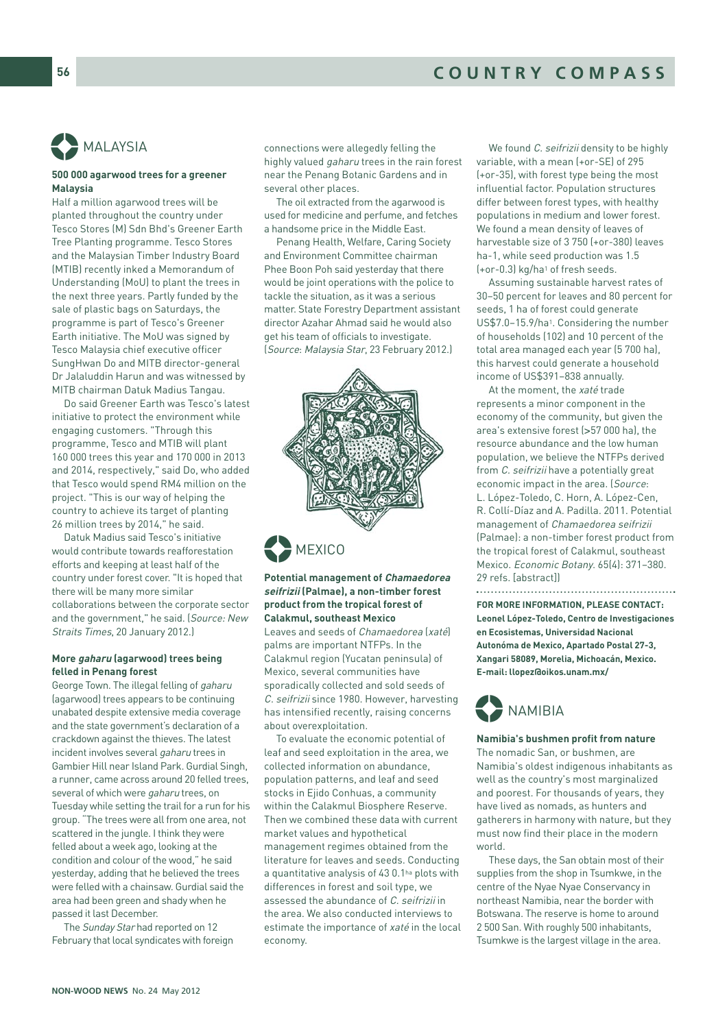## MALAYSIA

### 500 000 agarwood trees for a greener Malaysia

Half a million agarwood trees will be planted throughout the country under Tesco Stores (M) Sdn Bhd's Greener Earth Tree Planting programme. Tesco Stores and the Malaysian Timber Industry Board (MTIB) recently inked a Memorandum of Understanding (MoU) to plant the trees in the next three years. Partly funded by the sale of plastic bags on Saturdays, the programme is part of Tesco's Greener Earth initiative. The MoU was signed by Tesco Malaysia chief executive officer SungHwan Do and MITB director-general Dr Jalaluddin Harun and was witnessed by MITB chairman Datuk Madius Tangau.

Do said Greener Earth was Tesco's latest initiative to protect the environment while engaging customers. "Through this programme, Tesco and MTIB will plant 160 000 trees this year and 170 000 in 2013 and 2014, respectively," said Do, who added that Tesco would spend RM4 million on the project. "This is our way of helping the country to achieve its target of planting 26 million trees by 2014," he said.

Datuk Madius said Tesco's initiative would contribute towards reafforestation efforts and keeping at least half of the country under forest cover. "It is hoped that there will be many more similar collaborations between the corporate sector and the government," he said. (*Source: New Straits Times*, 20 January 2012.)

### More *gaharu* (agarwood) trees being felled in Penang forest

George Town. The illegal felling of *gaharu* (agarwood) trees appears to be continuing unabated despite extensive media coverage and the state government's declaration of a crackdown against the thieves. The latest incident involves several *gaharu* trees in Gambier Hill near Island Park. Gurdial Singh, a runner, came across around 20 felled trees, several of which were *gaharu* trees, on Tuesday while setting the trail for a run for his group. "The trees were all from one area, not scattered in the jungle. I think they were felled about a week ago, looking at the condition and colour of the wood," he said yesterday, adding that he believed the trees were felled with a chainsaw. Gurdial said the area had been green and shady when he passed it last December.

The *Sunday Star* had reported on 12 February that local syndicates with foreign connections were allegedly felling the highly valued *gaharu* trees in the rain forest near the Penang Botanic Gardens and in several other places.

The oil extracted from the agarwood is used for medicine and perfume, and fetches a handsome price in the Middle East.

Penang Health, Welfare, Caring Society and Environment Committee chairman Phee Boon Poh said yesterday that there would be joint operations with the police to tackle the situation, as it was a serious matter. State Forestry Department assistant director Azahar Ahmad said he would also get his team of officials to investigate. (*Source*: *Malaysia Star*, 23 February 2012.)

## MEXICO

### Potential management of *Chamaedorea seifrizii* (Palmae), a non-timber forest product from the tropical forest of Calakmul, southeast Mexico

Leaves and seeds of *Chamaedorea* (*xaté*) palms are important NTFPs. In the Calakmul region (Yucatan peninsula) of Mexico, several communities have sporadically collected and sold seeds of *C. seifrizii* since 1980. However, harvesting has intensified recently, raising concerns about overexploitation.

To evaluate the economic potential of leaf and seed exploitation in the area, we collected information on abundance, population patterns, and leaf and seed stocks in Ejido Conhuas, a community within the Calakmul Biosphere Reserve. Then we combined these data with current market values and hypothetical management regimes obtained from the literature for leaves and seeds. Conducting a quantitative analysis of 43 0.1 ha plots with differences in forest and soil type, we assessed the abundance of *C. seifrizii* in the area. We also conducted interviews to estimate the importance of *xaté* in the local economy.

We found *C. seifrizii* density to be highly variable, with a mean (+or-SE) of 295 (+or-35), with forest type being the most influential factor. Population structures differ between forest types, with healthy populations in medium and lower forest. We found a mean density of leaves of harvestable size of 3 750 (+or-380) leaves ha-1, while seed production was 1.5 (+or-0.3) kg/ha[1] of fresh seeds.

Assuming sustainable harvest rates of 30–50 percent for leaves and 80 percent for seeds, 1 ha of forest could generate US$7.0–15.9/ha[1]. Considering the number of households (102) and 10 percent of the total area managed each year (5 700 ha), this harvest could generate a household income of US$391–838 annually.

At the moment, the *xaté* trade represents a minor component in the economy of the community, but given the area's extensive forest (>57 000 ha), the resource abundance and the low human population, we believe the NTFPs derived from *C. seifrizii* have a potentially great economic impact in the area. (*Source*: L. López-Toledo, C. Horn, A. López-Cen, R. Collí-Díaz and A. Padilla. 2011. Potential management of *Chamaedorea seifrizii* (Palmae): a non-timber forest product from the tropical forest of Calakmul, southeast Mexico. *Economic Botany*. 65(4): 371–380. 29 refs. [abstract])

**FOR MORE INFORMATION, PLEASE CONTACT: Leonel López-Toledo, Centro de Investigaciones en Ecosistemas, Universidad Nacional Autonóma de Mexico, Apartado Postal 27-3, Xangari 58089, Morelia, Michoacán, Mexico. E-mail: llopez@oikos.unam.mx/**

## NAMIBIA

### Namibia's bushmen profit from nature

The nomadic San, or bushmen, are Namibia's oldest indigenous inhabitants as well as the country's most marginalized and poorest. For thousands of years, they have lived as nomads, as hunters and gatherers in harmony with nature, but they must now find their place in the modern world.

These days, the San obtain most of their supplies from the shop in Tsumkwe, in the centre of the Nyae Nyae Conservancy in northeast Namibia, near the border with Botswana. The reserve is home to around 2 500 San. With roughly 500 inhabitants, Tsumkwe is the largest village in the area.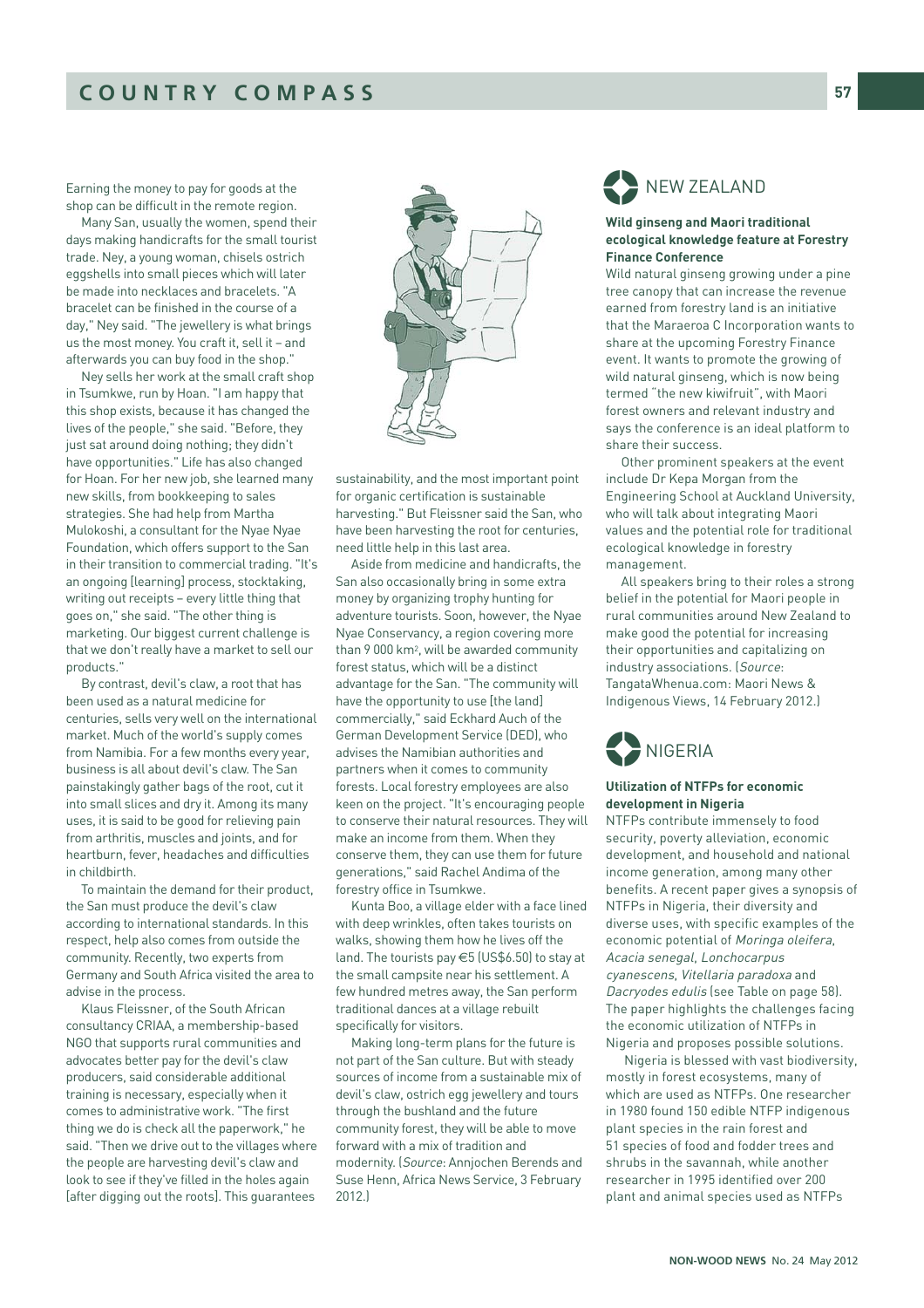Earning the money to pay for goods at the shop can be difficult in the remote region.

Many San, usually the women, spend their days making handicrafts for the small tourist trade. Ney, a young woman, chisels ostrich eggshells into small pieces which will later be made into necklaces and bracelets. "A bracelet can be finished in the course of a day," Ney said. "The jewellery is what brings us the most money. You craft it, sell it – and afterwards you can buy food in the shop."

Ney sells her work at the small craft shop in Tsumkwe, run by Hoan. "I am happy that this shop exists, because it has changed the lives of the people," she said. "Before, they just sat around doing nothing; they didn't have opportunities." Life has also changed for Hoan. For her new job, she learned many new skills, from bookkeeping to sales strategies. She had help from Martha Mulokoshi, a consultant for the Nyae Nyae Foundation, which offers support to the San in their transition to commercial trading. "It's an ongoing [learning] process, stocktaking, writing out receipts – every little thing that goes on," she said. "The other thing is marketing. Our biggest current challenge is that we don't really have a market to sell our products."

By contrast, devil's claw, a root that has been used as a natural medicine for centuries, sells very well on the international market. Much of the world's supply comes from Namibia. For a few months every year, business is all about devil's claw. The San painstakingly gather bags of the root, cut it into small slices and dry it. Among its many uses, it is said to be good for relieving pain from arthritis, muscles and joints, and for heartburn, fever, headaches and difficulties in childbirth.

To maintain the demand for their product, the San must produce the devil's claw according to international standards. In this respect, help also comes from outside the community. Recently, two experts from Germany and South Africa visited the area to advise in the process.

Klaus Fleissner, of the South African consultancy CRIAA, a membership-based NGO that supports rural communities and advocates better pay for the devil's claw producers, said considerable additional training is necessary, especially when it comes to administrative work. "The first thing we do is check all the paperwork," he said. "Then we drive out to the villages where the people are harvesting devil's claw and look to see if they've filled in the holes again [after digging out the roots]. This guarantees sustainability, and the most important point for organic certification is sustainable harvesting." But Fleissner said the San, who have been harvesting the root for centuries, need little help in this last area.

Aside from medicine and handicrafts, the San also occasionally bring in some extra money by organizing trophy hunting for adventure tourists. Soon, however, the Nyae Nyae Conservancy, a region covering more than 9 000 km², will be awarded community forest status, which will be a distinct advantage for the San. "The community will have the opportunity to use [the land] commercially," said Eckhard Auch of the German Development Service (DED), who advises the Namibian authorities and partners when it comes to community forests. Local forestry employees are also keen on the project. "It's encouraging people to conserve their natural resources. They will make an income from them. When they conserve them, they can use them for future generations," said Rachel Andima of the forestry office in Tsumkwe.

Kunta Boo, a village elder with a face lined with deep wrinkles, often takes tourists on walks, showing them how he lives off the land. The tourists pay €5 (US$6.50) to stay at the small campsite near his settlement. A few hundred metres away, the San perform traditional dances at a village rebuilt specifically for visitors.

Making long-term plans for the future is not part of the San culture. But with steady sources of income from a sustainable mix of devil's claw, ostrich egg jewellery and tours through the bushland and the future community forest, they will be able to move forward with a mix of tradition and modernity. (*Source*: Annjochen Berends and Suse Henn, Africa News Service, 3 February 2012.)

## NEW ZEALAND

### Wild ginseng and Maori traditional ecological knowledge feature at Forestry Finance Conference

Wild natural ginseng growing under a pine tree canopy that can increase the revenue earned from forestry land is an initiative that the Maraeroa C Incorporation wants to share at the upcoming Forestry Finance event. It wants to promote the growing of wild natural ginseng, which is now being termed "the new kiwifruit", with Maori forest owners and relevant industry and says the conference is an ideal platform to share their success.

Other prominent speakers at the event include Dr Kepa Morgan from the Engineering School at Auckland University, who will talk about integrating Maori values and the potential role for traditional ecological knowledge in forestry management.

All speakers bring to their roles a strong belief in the potential for Maori people in rural communities around New Zealand to make good the potential for increasing their opportunities and capitalizing on industry associations. (*Source*: TangataWhenua.com: Maori News & Indigenous Views, 14 February 2012.)

## NIGERIA

### Utilization of NTFPs for economic development in Nigeria

NTFPs contribute immensely to food security, poverty alleviation, economic development, and household and national income generation, among many other benefits. A recent paper gives a synopsis of NTFPs in Nigeria, their diversity and diverse uses, with specific examples of the economic potential of *Moringa oleifera*, *Acacia senegal*, *Lonchocarpus cyanescens*, *Vitellaria paradoxa* and *Dacryodes edulis* (see Table on page 58). The paper highlights the challenges facing the economic utilization of NTFPs in Nigeria and proposes possible solutions.

Nigeria is blessed with vast biodiversity, mostly in forest ecosystems, many of which are used as NTFPs. One researcher in 1980 found 150 edible NTFP indigenous plant species in the rain forest and 51 species of food and fodder trees and shrubs in the savannah, while another researcher in 1995 identified over 200 plant and animal species used as NTFPs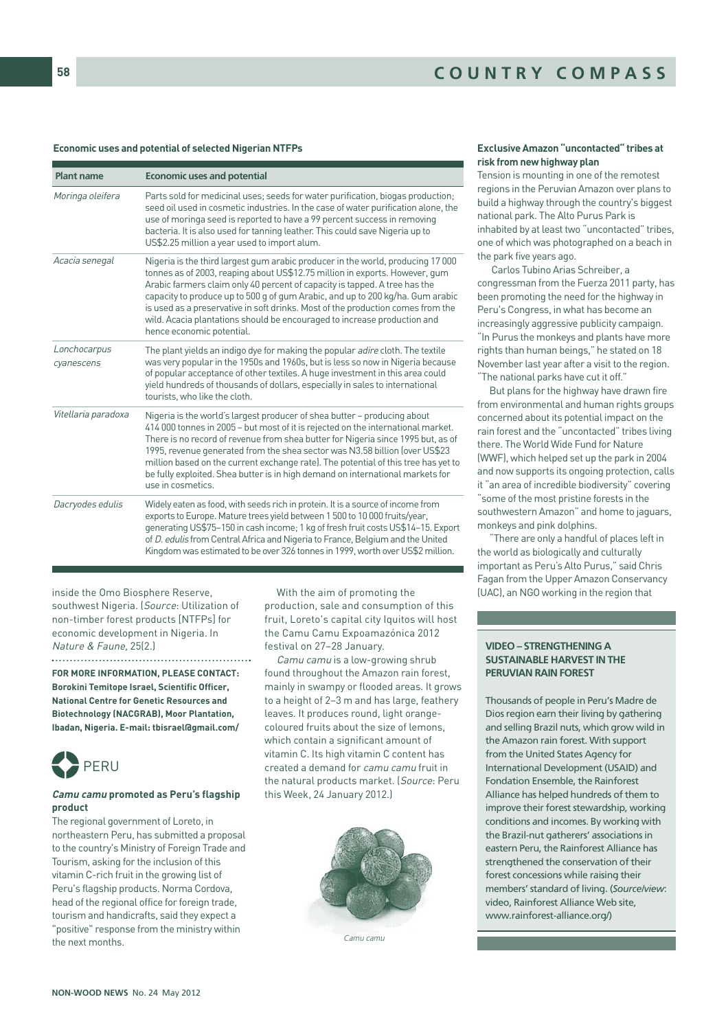**Economic uses and potential of selected Nigerian NTFPs**

| Plant name | Economic uses and potential |
|---|---|
| *Moringa oleifera* | Parts sold for medicinal uses; seeds for water purification, biogas production; seed oil used in cosmetic industries. In the case of water purification alone, the use of moringa seed is reported to have a 99 percent success in removing bacteria. It is also used for tanning leather. This could save Nigeria up to US$2.25 million a year used to import alum. |
| *Acacia senegal* | Nigeria is the third largest gum arabic producer in the world, producing 17 000 tonnes as of 2003, reaping about US$12.75 million in exports. However, gum Arabic farmers claim only 40 percent of capacity is tapped. A tree has the capacity to produce up to 500 g of gum Arabic, and up to 200 kg/ha. Gum arabic is used as a preservative in soft drinks. Most of the production comes from the wild. Acacia plantations should be encouraged to increase production and hence economic potential. |
| *Lonchocarpus cyanescens* | The plant yields an indigo dye for making the popular *adire* cloth. The textile was very popular in the 1950s and 1960s, but is less so now in Nigeria because of popular acceptance of other textiles. A huge investment in this area could yield hundreds of thousands of dollars, especially in sales to international tourists, who like the cloth. |
| *Vitellaria paradoxa* | Nigeria is the world's largest producer of shea butter – producing about 414 000 tonnes in 2005 – but most of it is rejected on the international market. There is no record of revenue from shea butter for Nigeria since 1995 but, as of 1995, revenue generated from the shea sector was N3.58 billion (over US$23 million based on the current exchange rate). The potential of this tree has yet to be fully exploited. Shea butter is in high demand on international markets for use in cosmetics. |
| *Dacryodes edulis* | Widely eaten as food, with seeds rich in protein. It is a source of income from exports to Europe. Mature trees yield between 1 500 to 10 000 fruits/year, generating US$75–150 in cash income; 1 kg of fresh fruit costs US$14–15. Export of *D. edulis* from Central Africa and Nigeria to France, Belgium and the United Kingdom was estimated to be over 326 tonnes in 1999, worth over US$2 million. |

inside the Omo Biosphere Reserve, southwest Nigeria. (*Source*: Utilization of non-timber forest products [NTFPs] for economic development in Nigeria. In *Nature & Faune*, 25[2].)

**FOR MORE INFORMATION, PLEASE CONTACT: Borokini Temitope Israel, Scientific Officer, National Centre for Genetic Resources and Biotechnology (NACGRAB), Moor Plantation, Ibadan, Nigeria. E-mail: tbisrael@gmail.com/**

## PERU

### *Camu camu* promoted as Peru's flagship product

The regional government of Loreto, in northeastern Peru, has submitted a proposal to the country's Ministry of Foreign Trade and Tourism, asking for the inclusion of this vitamin C-rich fruit in the growing list of Peru's flagship products. Norma Cordova, head of the regional office for foreign trade, tourism and handicrafts, said they expect a "positive" response from the ministry within the next months.

With the aim of promoting the production, sale and consumption of this fruit, Loreto's capital city Iquitos will host the Camu Camu Expoamazónica 2012 festival on 27–28 January.

*Camu camu* is a low-growing shrub found throughout the Amazon rain forest, mainly in swampy or flooded areas. It grows to a height of 2–3 m and has large, feathery leaves. It produces round, light orange-coloured fruits about the size of lemons, which contain a significant amount of vitamin C. Its high vitamin C content has created a demand for *camu camu* fruit in the natural products market. (*Source*: Peru this Week, 24 January 2012.)

*Camu camu*

### Exclusive Amazon "uncontacted" tribes at risk from new highway plan

Tension is mounting in one of the remotest regions in the Peruvian Amazon over plans to build a highway through the country's biggest national park. The Alto Purus Park is inhabited by at least two "uncontacted" tribes, one of which was photographed on a beach in the park five years ago.

Carlos Tubino Arias Schreiber, a congressman from the Fuerza 2011 party, has been promoting the need for the highway in Peru's Congress, in what has become an increasingly aggressive publicity campaign. "In Purus the monkeys and plants have more rights than human beings," he stated on 18 November last year after a visit to the region. "The national parks have cut it off."

But plans for the highway have drawn fire from environmental and human rights groups concerned about its potential impact on the rain forest and the "uncontacted" tribes living there. The World Wide Fund for Nature (WWF), which helped set up the park in 2004 and now supports its ongoing protection, calls it "an area of incredible biodiversity" covering "some of the most pristine forests in the southwestern Amazon" and home to jaguars, monkeys and pink dolphins.

"There are only a handful of places left in the world as biologically and culturally important as Peru's Alto Purus," said Chris Fagan from the Upper Amazon Conservancy (UAC), an NGO working in the region that

### VIDEO – STRENGTHENING A SUSTAINABLE HARVEST IN THE PERUVIAN RAIN FOREST

Thousands of people in Peru's Madre de Dios region earn their living by gathering and selling Brazil nuts, which grow wild in the Amazon rain forest. With support from the United States Agency for International Development (USAID) and Fondation Ensemble, the Rainforest Alliance has helped hundreds of them to improve their forest stewardship, working conditions and incomes. By working with the Brazil-nut gatherers' associations in eastern Peru, the Rainforest Alliance has strengthened the conservation of their forest concessions while raising their members' standard of living. (*Source/view*: video, Rainforest Alliance Web site, www.rainforest-alliance.org/)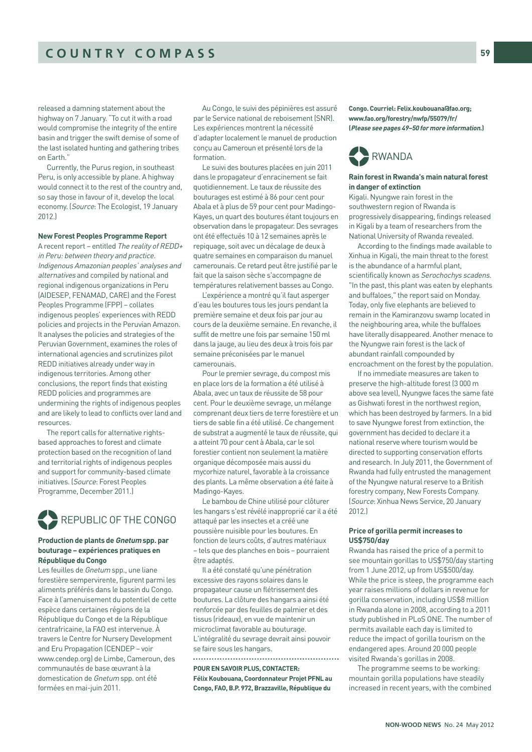released a damning statement about the highway on 7 January. "To cut it with a road would compromise the integrity of the entire basin and trigger the swift demise of some of the last isolated hunting and gathering tribes on Earth."

Currently, the Purus region, in southeast Peru, is only accessible by plane. A highway would connect it to the rest of the country and, so say those in favour of it, develop the local economy. (*Source*: The Ecologist, 19 January 2012.)

**New Forest Peoples Programme Report**

A recent report – entitled *The reality of REDD+ in Peru: between theory and practice. Indigenous Amazonian peoples' analyses and alternatives* and compiled by national and regional indigenous organizations in Peru (AIDESEP, FENAMAD, CARE) and the Forest Peoples Programme (FPP) – collates indigenous peoples' experiences with REDD policies and projects in the Peruvian Amazon. It analyses the policies and strategies of the Peruvian Government, examines the roles of international agencies and scrutinizes pilot REDD initiatives already under way in indigenous territories. Among other conclusions, the report finds that existing REDD policies and programmes are undermining the rights of indigenous peoples and are likely to lead to conflicts over land and resources.

The report calls for alternative rights-based approaches to forest and climate protection based on the recognition of land and territorial rights of indigenous peoples and support for community-based climate initiatives. (*Source*: Forest Peoples Programme, December 2011.)

## REPUBLIC OF THE CONGO

**Production de plants de *Gnetum* spp. par bouturage – expériences pratiques en République du Congo**

Les feuilles de *Gnetum* spp., une liane forestière sempervirente, figurent parmi les aliments préférés dans le bassin du Congo. Face à l'amenuisement du potentiel de cette espèce dans certaines régions de la République du Congo et de la République centrafricaine, la FAO est intervenue. À travers le Centre for Nursery Development and Eru Propagation (CENDEP – voir www.cendep.org) de Limbe, Cameroun, des communautés de base œuvrant à la domestication de *Gnetum* spp. ont été formées en mai-juin 2011.

Au Congo, le suivi des pépinières est assuré par le Service national de reboisement (SNR). Les expériences montrent la nécessité d'adapter localement le manuel de production conçu au Cameroun et présenté lors de la formation.

Le suivi des boutures placées en juin 2011 dans le propagateur d'enracinement se fait quotidiennement. Le taux de réussite des bouturages est estimé à 86 pour cent pour Abala et à plus de 59 pour cent pour Madingo-Kayes, un quart des boutures étant toujours en observation dans le propagateur. Des sevrages ont été effectués 10 à 12 semaines après le repiquage, soit avec un décalage de deux à quatre semaines en comparaison du manuel camerounais. Ce retard peut être justifié par le fait que la saison sèche s'accompagne de températures relativement basses au Congo.

L'expérience a montré qu'il faut asperger d'eau les boutures tous les jours pendant la première semaine et deux fois par jour au cours de la deuxième semaine. En revanche, il suffit de mettre une fois par semaine 150 ml dans la jauge, au lieu des deux à trois fois par semaine préconisées par le manuel camerounais.

Pour le premier sevrage, du compost mis en place lors de la formation a été utilisé à Abala, avec un taux de réussite de 58 pour cent. Pour le deuxième sevrage, un mélange comprenant deux tiers de terre forestière et un tiers de sable fin a été utilisé. Ce changement de substrat a augmenté le taux de réussite, qui a atteint 70 pour cent à Abala, car le sol forestier contient non seulement la matière organique décomposée mais aussi du mycorhize naturel, favorable à la croissance des plants. La même observation a été faite à Madingo-Kayes.

Le bambou de Chine utilisé pour clôturer les hangars s'est révélé inapproprié car il a été attaqué par les insectes et a créé une poussière nuisible pour les boutures. En fonction de leurs coûts, d'autres matériaux – tels que des planches en bois – pourraient être adaptés.

Il a été constaté qu'une pénétration excessive des rayons solaires dans le propagateur cause un flétrissement des boutures. La clôture des hangars a ainsi été renforcée par des feuilles de palmier et des tissus (rideaux), en vue de maintenir un microclimat favorable au bouturage. L'intégralité du sevrage devrait ainsi pouvoir se faire sous les hangars.

**POUR EN SAVOIR PLUS, CONTACTER: Félix Koubouana, Coordonnateur Projet PFNL au Congo, FAO, B.P. 972, Brazzaville, République du Congo. Courriel: Felix.koubouana@fao.org; www.fao.org/forestry/nwfp/55079/fr/ (*Please see pages 49–50 for more information.*)**

## RWANDA

**Rain forest in Rwanda's main natural forest in danger of extinction**

Kigali. Nyungwe rain forest in the southwestern region of Rwanda is progressively disappearing, findings released in Kigali by a team of researchers from the National University of Rwanda revealed.

According to the findings made available to Xinhua in Kigali, the main threat to the forest is the abundance of a harmful plant, scientifically known as *Serochochys scadens*. "In the past, this plant was eaten by elephants and buffaloes," the report said on Monday. Today, only five elephants are believed to remain in the Kamiranzovu swamp located in the neighbouring area, while the buffaloes have literally disappeared. Another menace to the Nyungwe rain forest is the lack of abundant rainfall compounded by encroachment on the forest by the population.

If no immediate measures are taken to preserve the high-altitude forest (3 000 m above sea level), Nyungwe faces the same fate as Gishwati forest in the northwest region, which has been destroyed by farmers. In a bid to save Nyungwe forest from extinction, the government has decided to declare it a national reserve where tourism would be directed to supporting conservation efforts and research. In July 2011, the Government of Rwanda had fully entrusted the management of the Nyungwe natural reserve to a British forestry company, New Forests Company. (*Source*: Xinhua News Service, 20 January 2012.)

**Price of gorilla permit increases to US$750/day**

Rwanda has raised the price of a permit to see mountain gorillas to US$750/day starting from 1 June 2012, up from US$500/day. While the price is steep, the programme each year raises millions of dollars in revenue for gorilla conservation, including US$8 million in Rwanda alone in 2008, according to a 2011 study published in PLoS ONE. The number of permits available each day is limited to reduce the impact of gorilla tourism on the endangered apes. Around 20 000 people visited Rwanda's gorillas in 2008.

The programme seems to be working: mountain gorilla populations have steadily increased in recent years, with the combined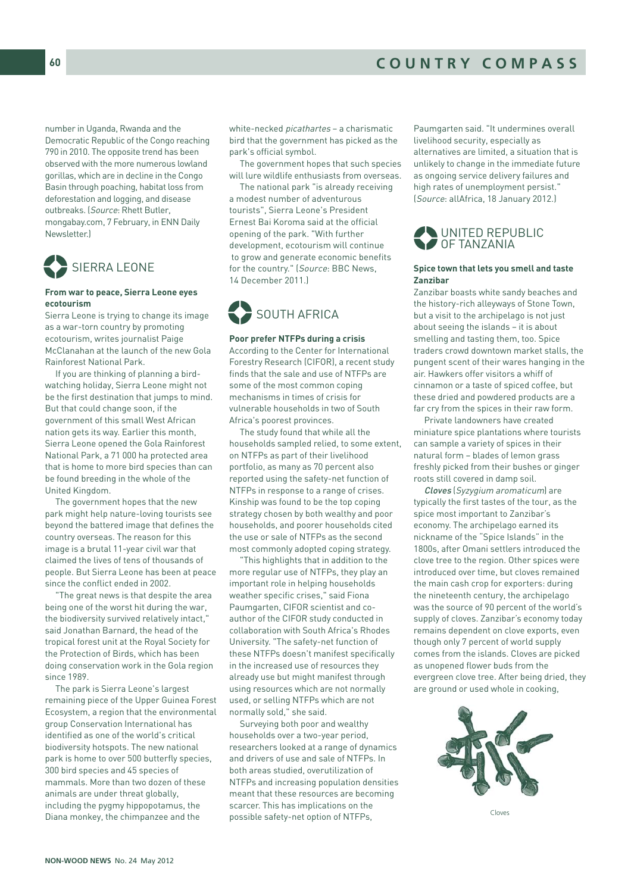number in Uganda, Rwanda and the Democratic Republic of the Congo reaching 790 in 2010. The opposite trend has been observed with the more numerous lowland gorillas, which are in decline in the Congo Basin through poaching, habitat loss from deforestation and logging, and disease outbreaks. (*Source*: Rhett Butler, mongabay.com, 7 February, in ENN Daily Newsletter.)

## SIERRA LEONE

**From war to peace, Sierra Leone eyes ecotourism**

Sierra Leone is trying to change its image as a war-torn country by promoting ecotourism, writes journalist Paige McClanahan at the launch of the new Gola Rainforest National Park.

If you are thinking of planning a bird-watching holiday, Sierra Leone might not be the first destination that jumps to mind. But that could change soon, if the government of this small West African nation gets its way. Earlier this month, Sierra Leone opened the Gola Rainforest National Park, a 71 000 ha protected area that is home to more bird species than can be found breeding in the whole of the United Kingdom.

The government hopes that the new park might help nature-loving tourists see beyond the battered image that defines the country overseas. The reason for this image is a brutal 11-year civil war that claimed the lives of tens of thousands of people. But Sierra Leone has been at peace since the conflict ended in 2002.

"The great news is that despite the area being one of the worst hit during the war, the biodiversity survived relatively intact," said Jonathan Barnard, the head of the tropical forest unit at the Royal Society for the Protection of Birds, which has been doing conservation work in the Gola region since 1989.

The park is Sierra Leone's largest remaining piece of the Upper Guinea Forest Ecosystem, a region that the environmental group Conservation International has identified as one of the world's critical biodiversity hotspots. The new national park is home to over 500 butterfly species, 300 bird species and 45 species of mammals. More than two dozen of these animals are under threat globally, including the pygmy hippopotamus, the Diana monkey, the chimpanzee and the white-necked *picathartes* – a charismatic bird that the government has picked as the park's official symbol.

The government hopes that such species will lure wildlife enthusiasts from overseas.

The national park "is already receiving a modest number of adventurous tourists", Sierra Leone's President Ernest Bai Koroma said at the official opening of the park. "With further development, ecotourism will continue to grow and generate economic benefits for the country." (*Source*: BBC News, 14 December 2011.)

## SOUTH AFRICA

**Poor prefer NTFPs during a crisis**

According to the Center for International Forestry Research (CIFOR), a recent study finds that the sale and use of NTFPs are some of the most common coping mechanisms in times of crisis for vulnerable households in two of South Africa's poorest provinces.

The study found that while all the households sampled relied, to some extent, on NTFPs as part of their livelihood portfolio, as many as 70 percent also reported using the safety-net function of NTFPs in response to a range of crises. Kinship was found to be the top coping strategy chosen by both wealthy and poor households, and poorer households cited the use or sale of NTFPs as the second most commonly adopted coping strategy.

"This highlights that in addition to the more regular use of NTFPs, they play an important role in helping households weather specific crises," said Fiona Paumgarten, CIFOR scientist and co-author of the CIFOR study conducted in collaboration with South Africa's Rhodes University. "The safety-net function of these NTFPs doesn't manifest specifically in the increased use of resources they already use but might manifest through using resources which are not normally used, or selling NTFPs which are not normally sold," she said.

Surveying both poor and wealthy households over a two-year period, researchers looked at a range of dynamics and drivers of use and sale of NTFPs. In both areas studied, overutilization of NTFPs and increasing population densities meant that these resources are becoming scarcer. This has implications on the possible safety-net option of NTFPs, Paumgarten said. "It undermines overall livelihood security, especially as alternatives are limited, a situation that is unlikely to change in the immediate future as ongoing service delivery failures and high rates of unemployment persist." (*Source*: allAfrica, 18 January 2012.)

## UNITED REPUBLIC OF TANZANIA

**Spice town that lets you smell and taste Zanzibar**

Zanzibar boasts white sandy beaches and the history-rich alleyways of Stone Town, but a visit to the archipelago is not just about seeing the islands – it is about smelling and tasting them, too. Spice traders crowd downtown market stalls, the pungent scent of their wares hanging in the air. Hawkers offer visitors a whiff of cinnamon or a taste of spiced coffee, but these dried and powdered products are a far cry from the spices in their raw form.

Private landowners have created miniature spice plantations where tourists can sample a variety of spices in their natural form – blades of lemon grass freshly picked from their bushes or ginger roots still covered in damp soil.

***Cloves*** (*Syzygium aromaticum*) are typically the first tastes of the tour, as the spice most important to Zanzibar's economy. The archipelago earned its nickname of the "Spice Islands" in the 1800s, after Omani settlers introduced the clove tree to the region. Other spices were introduced over time, but cloves remained the main cash crop for exporters: during the nineteenth century, the archipelago was the source of 90 percent of the world's supply of cloves. Zanzibar's economy today remains dependent on clove exports, even though only 7 percent of world supply comes from the islands. Cloves are picked as unopened flower buds from the evergreen clove tree. After being dried, they are ground or used whole in cooking,

Cloves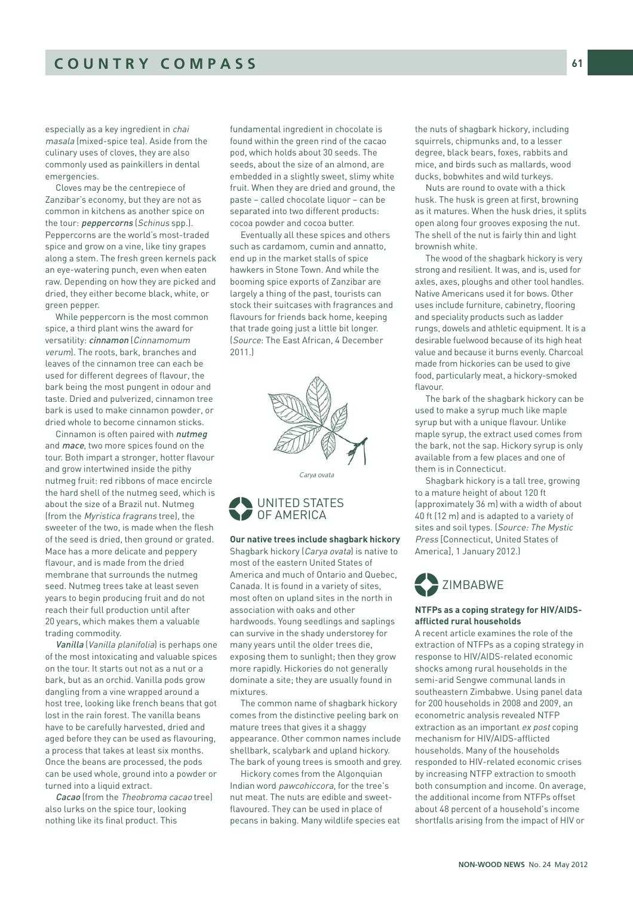especially as a key ingredient in *chai masala* (mixed-spice tea). Aside from the culinary uses of cloves, they are also commonly used as painkillers in dental emergencies.

Cloves may be the centrepiece of Zanzibar's economy, but they are not as common in kitchens as another spice on the tour: ***peppercorns*** (*Schinus* spp.). Peppercorns are the world's most-traded spice and grow on a vine, like tiny grapes along a stem. The fresh green kernels pack an eye-watering punch, even when eaten raw. Depending on how they are picked and dried, they either become black, white, or green pepper.

While peppercorn is the most common spice, a third plant wins the award for versatility: ***cinnamon*** (*Cinnamomum verum*). The roots, bark, branches and leaves of the cinnamon tree can each be used for different degrees of flavour, the bark being the most pungent in odour and taste. Dried and pulverized, cinnamon tree bark is used to make cinnamon powder, or dried whole to become cinnamon sticks.

Cinnamon is often paired with ***nutmeg*** and ***mace***, two more spices found on the tour. Both impart a stronger, hotter flavour and grow intertwined inside the pithy nutmeg fruit: red ribbons of mace encircle the hard shell of the nutmeg seed, which is about the size of a Brazil nut. Nutmeg (from the *Myristica fragrans* tree), the sweeter of the two, is made when the flesh of the seed is dried, then ground or grated. Mace has a more delicate and peppery flavour, and is made from the dried membrane that surrounds the nutmeg seed. Nutmeg trees take at least seven years to begin producing fruit and do not reach their full production until after 20 years, which makes them a valuable trading commodity.

***Vanilla*** (*Vanilla planifolia*) is perhaps one of the most intoxicating and valuable spices on the tour. It starts out not as a nut or a bark, but as an orchid. Vanilla pods grow dangling from a vine wrapped around a host tree, looking like french beans that got lost in the rain forest. The vanilla beans have to be carefully harvested, dried and aged before they can be used as flavouring, a process that takes at least six months. Once the beans are processed, the pods can be used whole, ground into a powder or turned into a liquid extract.

***Cacao*** (from the *Theobroma cacao* tree) also lurks on the spice tour, looking nothing like its final product. This fundamental ingredient in chocolate is found within the green rind of the cacao pod, which holds about 30 seeds. The seeds, about the size of an almond, are embedded in a slightly sweet, slimy white fruit. When they are dried and ground, the paste – called chocolate liquor – can be separated into two different products: cocoa powder and cocoa butter.

Eventually all these spices and others such as cardamom, cumin and annatto, end up in the market stalls of spice hawkers in Stone Town. And while the booming spice exports of Zanzibar are largely a thing of the past, tourists can stock their suitcases with fragrances and flavours for friends back home, keeping that trade going just a little bit longer. (*Source*: The East African, 4 December 2011.)

*Carya ovata*

## UNITED STATES OF AMERICA

**Our native trees include shagbark hickory**

Shagbark hickory (*Carya ovata*) is native to most of the eastern United States of America and much of Ontario and Quebec, Canada. It is found in a variety of sites, most often on upland sites in the north in association with oaks and other hardwoods. Young seedlings and saplings can survive in the shady understorey for many years until the older trees die, exposing them to sunlight; then they grow more rapidly. Hickories do not generally dominate a site; they are usually found in mixtures.

The common name of shagbark hickory comes from the distinctive peeling bark on mature trees that gives it a shaggy appearance. Other common names include shellbark, scalybark and upland hickory. The bark of young trees is smooth and grey.

Hickory comes from the Algonquian Indian word *pawcohiccora*, for the tree's nut meat. The nuts are edible and sweet-flavoured. They can be used in place of pecans in baking. Many wildlife species eat the nuts of shagbark hickory, including squirrels, chipmunks and, to a lesser degree, black bears, foxes, rabbits and mice, and birds such as mallards, wood ducks, bobwhites and wild turkeys.

Nuts are round to ovate with a thick husk. The husk is green at first, browning as it matures. When the husk dries, it splits open along four grooves exposing the nut. The shell of the nut is fairly thin and light brownish white.

The wood of the shagbark hickory is very strong and resilient. It was, and is, used for axles, axes, ploughs and other tool handles. Native Americans used it for bows. Other uses include furniture, cabinetry, flooring and speciality products such as ladder rungs, dowels and athletic equipment. It is a desirable fuelwood because of its high heat value and because it burns evenly. Charcoal made from hickories can be used to give food, particularly meat, a hickory-smoked flavour.

The bark of the shagbark hickory can be used to make a syrup much like maple syrup but with a unique flavour. Unlike maple syrup, the extract used comes from the bark, not the sap. Hickory syrup is only available from a few places and one of them is in Connecticut.

Shagbark hickory is a tall tree, growing to a mature height of about 120 ft (approximately 36 m) with a width of about 40 ft (12 m) and is adapted to a variety of sites and soil types. (*Source: The Mystic Press* [Connecticut, United States of America], 1 January 2012.)

## ZIMBABWE

**NTFPs as a coping strategy for HIV/AIDS-afflicted rural households**

A recent article examines the role of the extraction of NTFPs as a coping strategy in response to HIV/AIDS-related economic shocks among rural households in the semi-arid Sengwe communal lands in southeastern Zimbabwe. Using panel data for 200 households in 2008 and 2009, an econometric analysis revealed NTFP extraction as an important *ex post* coping mechanism for HIV/AIDS-afflicted households. Many of the households responded to HIV-related economic crises by increasing NTFP extraction to smooth both consumption and income. On average, the additional income from NTFPs offset about 48 percent of a household's income shortfalls arising from the impact of HIV or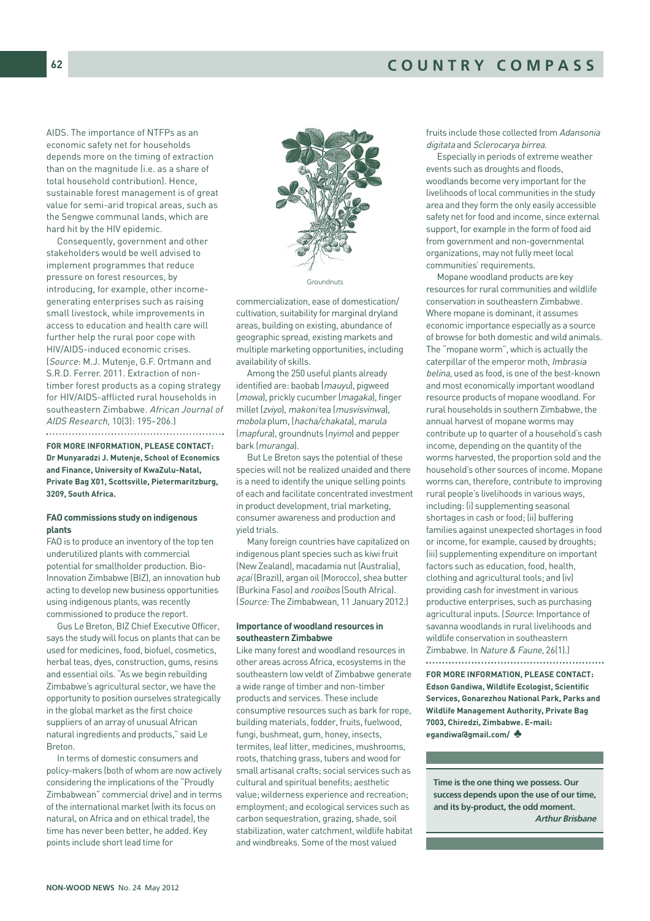AIDS. The importance of NTFPs as an economic safety net for households depends more on the timing of extraction than on the magnitude (i.e. as a share of total household contribution). Hence, sustainable forest management is of great value for semi-arid tropical areas, such as the Sengwe communal lands, which are hard hit by the HIV epidemic.

Consequently, government and other stakeholders would be well advised to implement programmes that reduce pressure on forest resources, by introducing, for example, other income-generating enterprises such as raising small livestock, while improvements in access to education and health care will further help the rural poor cope with HIV/AIDS-induced economic crises. (*Source*: M.J. Mutenje, G.F. Ortmann and S.R.D. Ferrer. 2011. Extraction of non-timber forest products as a coping strategy for HIV/AIDS-afflicted rural households in southeastern Zimbabwe. *African Journal of AIDS Research*, 10(3): 195–206.)

**FOR MORE INFORMATION, PLEASE CONTACT: Dr Munyaradzi J. Mutenje, School of Economics and Finance, University of KwaZulu-Natal, Private Bag X01, Scottsville, Pietermaritzburg, 3209, South Africa.**

### FAO commissions study on indigenous plants

FAO is to produce an inventory of the top ten underutilized plants with commercial potential for smallholder production. Bio-Innovation Zimbabwe (BIZ), an innovation hub acting to develop new business opportunities using indigenous plants, was recently commissioned to produce the report.

Gus Le Breton, BIZ Chief Executive Officer, says the study will focus on plants that can be used for medicines, food, biofuel, cosmetics, herbal teas, dyes, construction, gums, resins and essential oils. "As we begin rebuilding Zimbabwe's agricultural sector, we have the opportunity to position ourselves strategically in the global market as the first choice suppliers of an array of unusual African natural ingredients and products," said Le Breton.

In terms of domestic consumers and policy-makers (both of whom are now actively considering the implications of the "Proudly Zimbabwean" commercial drive) and in terms of the international market (with its focus on natural, on Africa and on ethical trade), the time has never been better, he added. Key points include short lead time for commercialization, ease of domestication/cultivation, suitability for marginal dryland areas, building on existing, abundance of geographic spread, existing markets and multiple marketing opportunities, including availability of skills.

Groundnuts

Among the 250 useful plants already identified are: baobab (*mauyu*), pigweed (*mowa*), prickly cucumber (*magaka*), finger millet (*zviyo*), *makoni* tea (*musvisvinwa*), *mobola* plum, (*hacha/chakata*), *marula* (*mapfura*), groundnuts (*nyimo*) and pepper bark (*muranga*).

But Le Breton says the potential of these species will not be realized unaided and there is a need to identify the unique selling points of each and facilitate concentrated investment in product development, trial marketing, consumer awareness and production and yield trials.

Many foreign countries have capitalized on indigenous plant species such as kiwi fruit (New Zealand), macadamia nut (Australia), *açaí* (Brazil), argan oil (Morocco), shea butter (Burkina Faso) and *rooibos* (South Africa). (*Source:* The Zimbabwean, 11 January 2012.)

### Importance of woodland resources in southeastern Zimbabwe

Like many forest and woodland resources in other areas across Africa, ecosystems in the southeastern low veldt of Zimbabwe generate a wide range of timber and non-timber products and services. These include consumptive resources such as bark for rope, building materials, fodder, fruits, fuelwood, fungi, bushmeat, gum, honey, insects, termites, leaf litter, medicines, mushrooms, roots, thatching grass, tubers and wood for small artisanal crafts; social services such as cultural and spiritual benefits; aesthetic value; wilderness experience and recreation; employment; and ecological services such as carbon sequestration, grazing, shade, soil stabilization, water catchment, wildlife habitat and windbreaks. Some of the most valued fruits include those collected from *Adansonia digitata* and *Sclerocarya birrea*.

Especially in periods of extreme weather events such as droughts and floods, woodlands become very important for the livelihoods of local communities in the study area and they form the only easily accessible safety net for food and income, since external support, for example in the form of food aid from government and non-governmental organizations, may not fully meet local communities' requirements.

Mopane woodland products are key resources for rural communities and wildlife conservation in southeastern Zimbabwe. Where mopane is dominant, it assumes economic importance especially as a source of browse for both domestic and wild animals. The "mopane worm", which is actually the caterpillar of the emperor moth, *Imbrasia belina*, used as food, is one of the best-known and most economically important woodland resource products of mopane woodland. For rural households in southern Zimbabwe, the annual harvest of mopane worms may contribute up to quarter of a household's cash income, depending on the quantity of the worms harvested, the proportion sold and the household's other sources of income. Mopane worms can, therefore, contribute to improving rural people's livelihoods in various ways, including: (i) supplementing seasonal shortages in cash or food; (ii) buffering families against unexpected shortages in food or income, for example, caused by droughts; (iii) supplementing expenditure on important factors such as education, food, health, clothing and agricultural tools; and (iv) providing cash for investment in various productive enterprises, such as purchasing agricultural inputs. (*Source*: Importance of savanna woodlands in rural livelihoods and wildlife conservation in southeastern Zimbabwe. In *Nature & Faune*, 26(1).)

**FOR MORE INFORMATION, PLEASE CONTACT: Edson Gandiwa, Wildlife Ecologist, Scientific Services, Gonarezhou National Park, Parks and Wildlife Management Authority, Private Bag 7003, Chiredzi, Zimbabwe. E-mail: egandiwa@gmail.com/** ♣

**Time is the one thing we possess. Our success depends upon the use of our time, and its by-product, the odd moment.**
***Arthur Brisbane***